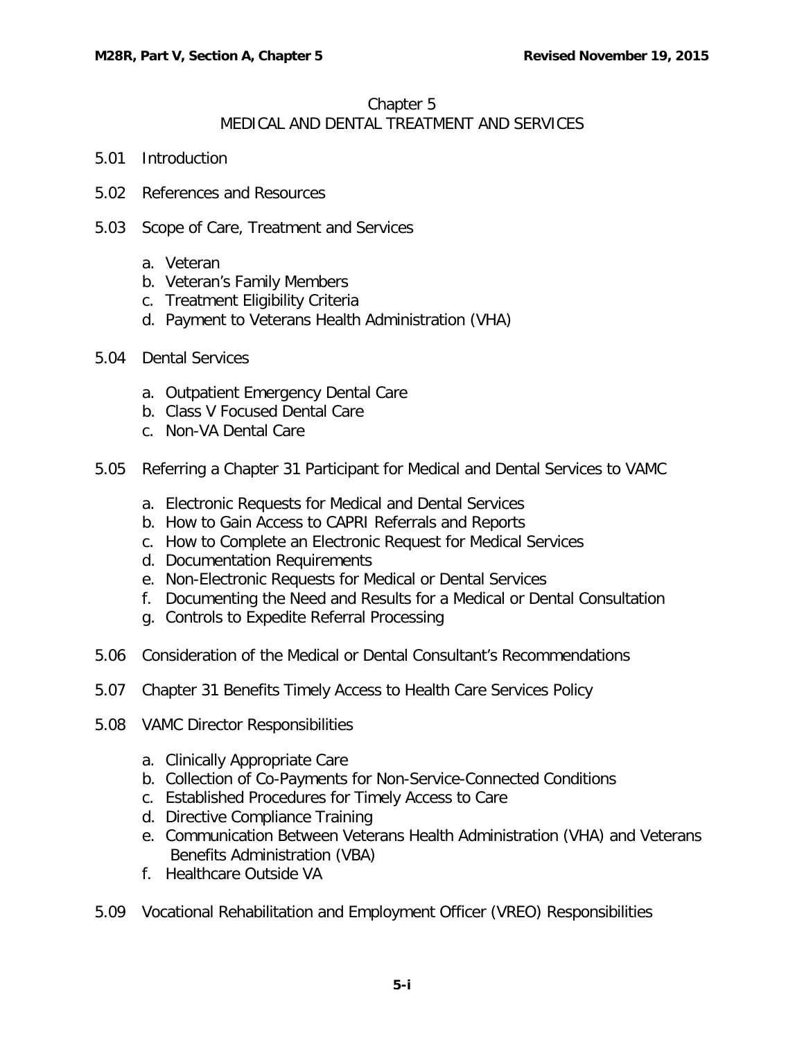# Chapter 5
## MEDICAL AND DENTAL TREATMENT AND SERVICES

5.01 Introduction

5.02 References and Resources

5.03 Scope of Care, Treatment and Services

a. Veteran
b. Veteran's Family Members
c. Treatment Eligibility Criteria
d. Payment to Veterans Health Administration (VHA)

5.04 Dental Services

a. Outpatient Emergency Dental Care
b. Class V Focused Dental Care
c. Non-VA Dental Care

5.05 Referring a Chapter 31 Participant for Medical and Dental Services to VAMC

a. Electronic Requests for Medical and Dental Services
b. How to Gain Access to CAPRI Referrals and Reports
c. How to Complete an Electronic Request for Medical Services
d. Documentation Requirements
e. Non-Electronic Requests for Medical or Dental Services
f. Documenting the Need and Results for a Medical or Dental Consultation
g. Controls to Expedite Referral Processing

5.06 Consideration of the Medical or Dental Consultant's Recommendations

5.07 Chapter 31 Benefits Timely Access to Health Care Services Policy

5.08 VAMC Director Responsibilities

a. Clinically Appropriate Care
b. Collection of Co-Payments for Non-Service-Connected Conditions
c. Established Procedures for Timely Access to Care
d. Directive Compliance Training
e. Communication Between Veterans Health Administration (VHA) and Veterans Benefits Administration (VBA)
f. Healthcare Outside VA

5.09 Vocational Rehabilitation and Employment Officer (VREO) Responsibilities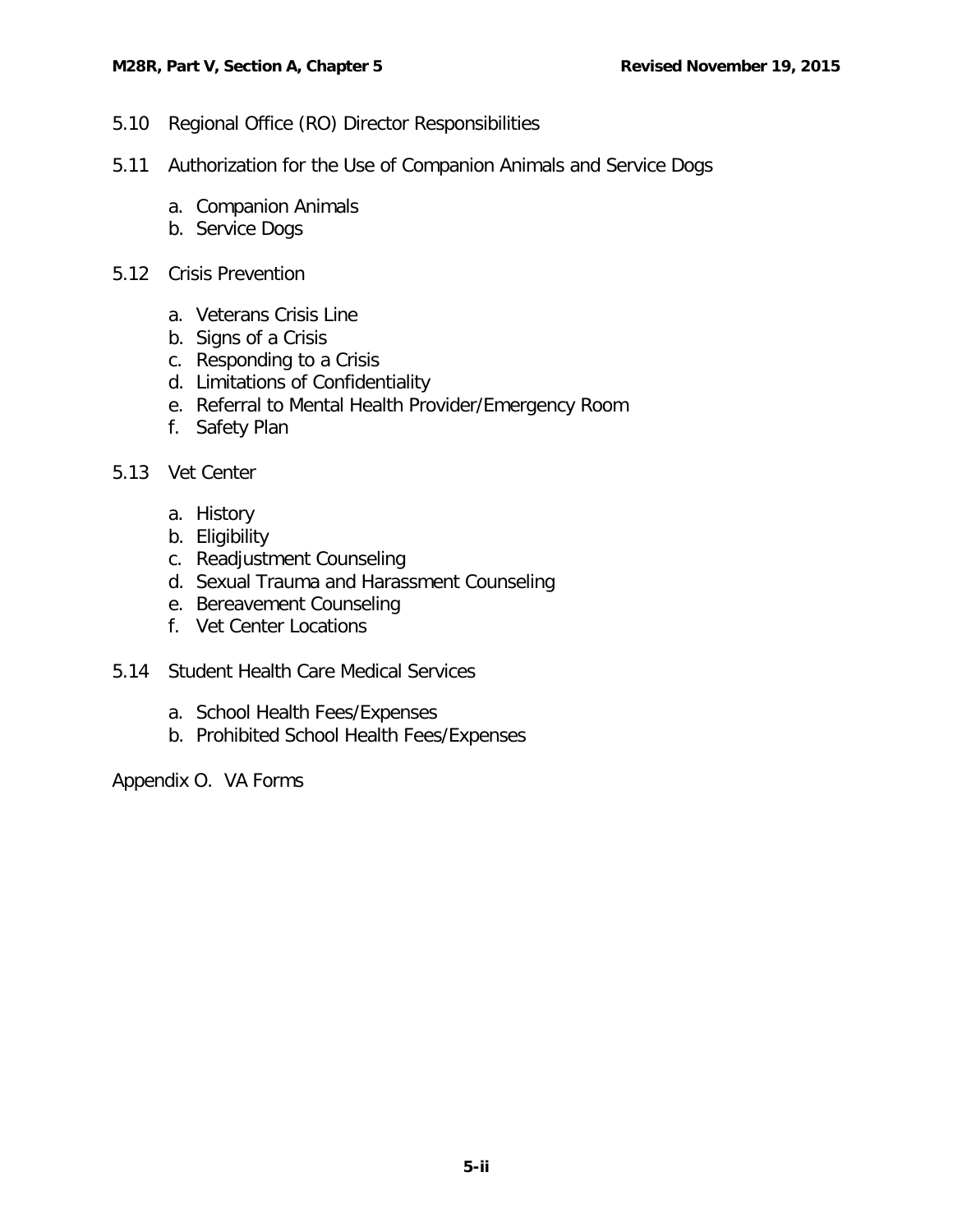5.10 Regional Office (RO) Director Responsibilities

5.11 Authorization for the Use of Companion Animals and Service Dogs

   a. Companion Animals
   b. Service Dogs

5.12 Crisis Prevention

   a. Veterans Crisis Line
   b. Signs of a Crisis
   c. Responding to a Crisis
   d. Limitations of Confidentiality
   e. Referral to Mental Health Provider/Emergency Room
   f. Safety Plan

5.13 Vet Center

   a. History
   b. Eligibility
   c. Readjustment Counseling
   d. Sexual Trauma and Harassment Counseling
   e. Bereavement Counseling
   f. Vet Center Locations

5.14 Student Health Care Medical Services

   a. School Health Fees/Expenses
   b. Prohibited School Health Fees/Expenses

Appendix O. VA Forms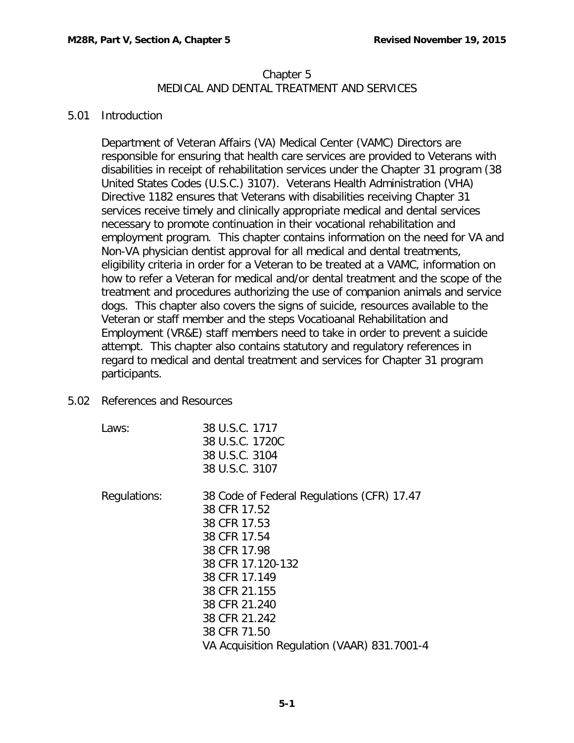# Chapter 5
## MEDICAL AND DENTAL TREATMENT AND SERVICES

### 5.01 Introduction

Department of Veteran Affairs (VA) Medical Center (VAMC) Directors are responsible for ensuring that health care services are provided to Veterans with disabilities in receipt of rehabilitation services under the Chapter 31 program (38 United States Codes (U.S.C.) 3107). Veterans Health Administration (VHA) Directive 1182 ensures that Veterans with disabilities receiving Chapter 31 services receive timely and clinically appropriate medical and dental services necessary to promote continuation in their vocational rehabilitation and employment program. This chapter contains information on the need for VA and Non-VA physician dentist approval for all medical and dental treatments, eligibility criteria in order for a Veteran to be treated at a VAMC, information on how to refer a Veteran for medical and/or dental treatment and the scope of the treatment and procedures authorizing the use of companion animals and service dogs. This chapter also covers the signs of suicide, resources available to the Veteran or staff member and the steps Vocatioanal Rehabilitation and Employment (VR&E) staff members need to take in order to prevent a suicide attempt. This chapter also contains statutory and regulatory references in regard to medical and dental treatment and services for Chapter 31 program participants.

### 5.02 References and Resources

Laws:
- 38 U.S.C. 1717
- 38 U.S.C. 1720C
- 38 U.S.C. 3104
- 38 U.S.C. 3107

Regulations:
- 38 Code of Federal Regulations (CFR) 17.47
- 38 CFR 17.52
- 38 CFR 17.53
- 38 CFR 17.54
- 38 CFR 17.98
- 38 CFR 17.120-132
- 38 CFR 17.149
- 38 CFR 21.155
- 38 CFR 21.240
- 38 CFR 21.242
- 38 CFR 71.50
- VA Acquisition Regulation (VAAR) 831.7001-4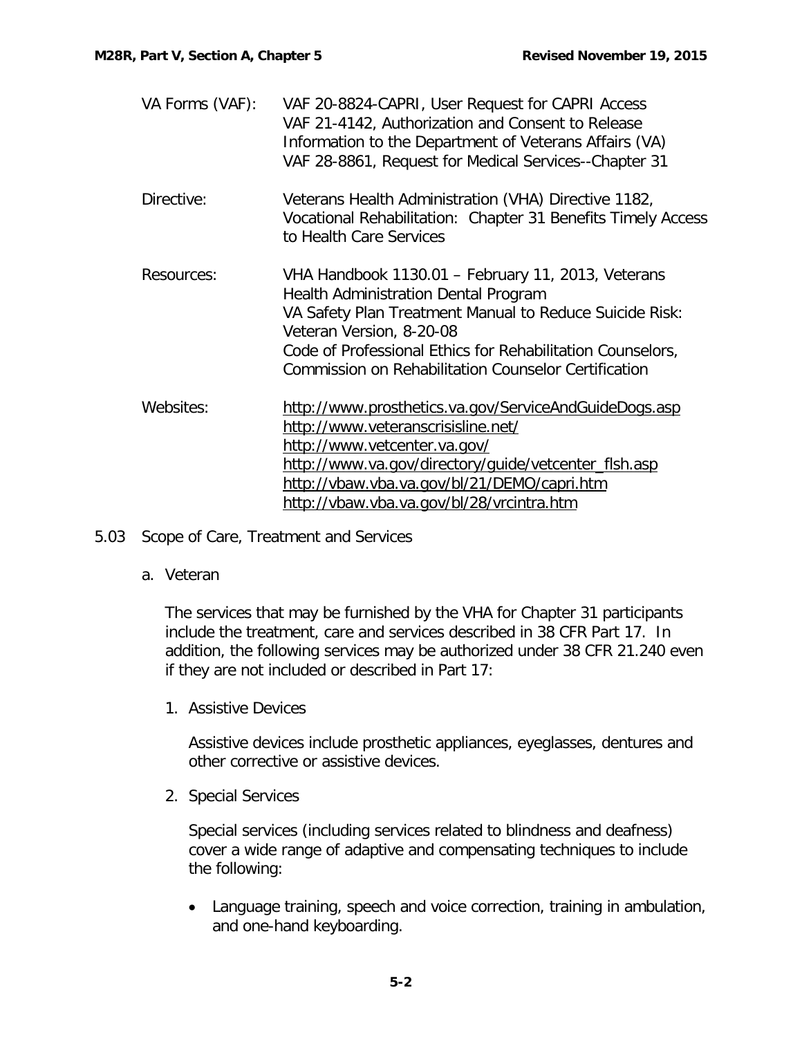| | |
|---|---|
| VA Forms (VAF): | VAF 20-8824-CAPRI, User Request for CAPRI Access<br>VAF 21-4142, Authorization and Consent to Release Information to the Department of Veterans Affairs (VA)<br>VAF 28-8861, Request for Medical Services--Chapter 31 |
| Directive: | Veterans Health Administration (VHA) Directive 1182, Vocational Rehabilitation: Chapter 31 Benefits Timely Access to Health Care Services |
| Resources: | VHA Handbook 1130.01 – February 11, 2013, Veterans Health Administration Dental Program<br>VA Safety Plan Treatment Manual to Reduce Suicide Risk: Veteran Version, 8-20-08<br>Code of Professional Ethics for Rehabilitation Counselors, Commission on Rehabilitation Counselor Certification |
| Websites: | http://www.prosthetics.va.gov/ServiceAndGuideDogs.asp<br>http://www.veteranscrisisline.net/<br>http://www.vetcenter.va.gov/<br>http://www.va.gov/directory/guide/vetcenter_flsh.asp<br>http://vbaw.vba.va.gov/bl/21/DEMO/capri.htm<br>http://vbaw.vba.va.gov/bl/28/vrcintra.htm |

## 5.03 Scope of Care, Treatment and Services

### a. Veteran

The services that may be furnished by the VHA for Chapter 31 participants include the treatment, care and services described in 38 CFR Part 17. In addition, the following services may be authorized under 38 CFR 21.240 even if they are not included or described in Part 17:

1. Assistive Devices

   Assistive devices include prosthetic appliances, eyeglasses, dentures and other corrective or assistive devices.

2. Special Services

   Special services (including services related to blindness and deafness) cover a wide range of adaptive and compensating techniques to include the following:

   - Language training, speech and voice correction, training in ambulation, and one-hand keyboarding.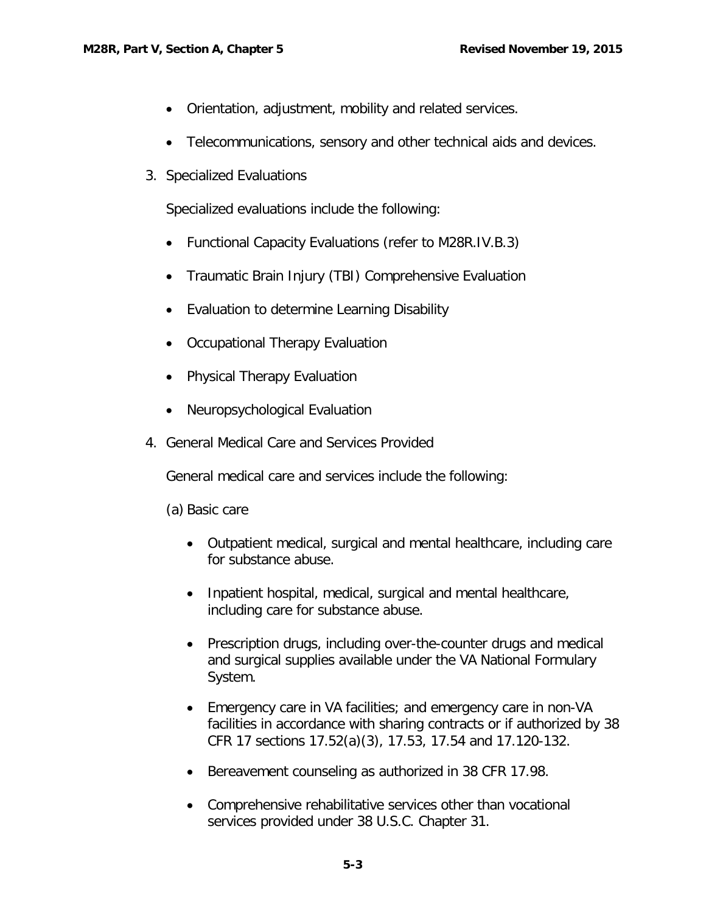- Orientation, adjustment, mobility and related services.

- Telecommunications, sensory and other technical aids and devices.

3. Specialized Evaluations

   Specialized evaluations include the following:

   - Functional Capacity Evaluations (refer to M28R.IV.B.3)
   - Traumatic Brain Injury (TBI) Comprehensive Evaluation
   - Evaluation to determine Learning Disability
   - Occupational Therapy Evaluation
   - Physical Therapy Evaluation
   - Neuropsychological Evaluation

4. General Medical Care and Services Provided

   General medical care and services include the following:

   (a) Basic care

   - Outpatient medical, surgical and mental healthcare, including care for substance abuse.
   - Inpatient hospital, medical, surgical and mental healthcare, including care for substance abuse.
   - Prescription drugs, including over-the-counter drugs and medical and surgical supplies available under the VA National Formulary System.
   - Emergency care in VA facilities; and emergency care in non-VA facilities in accordance with sharing contracts or if authorized by 38 CFR 17 sections 17.52(a)(3), 17.53, 17.54 and 17.120-132.
   - Bereavement counseling as authorized in 38 CFR 17.98.
   - Comprehensive rehabilitative services other than vocational services provided under 38 U.S.C. Chapter 31.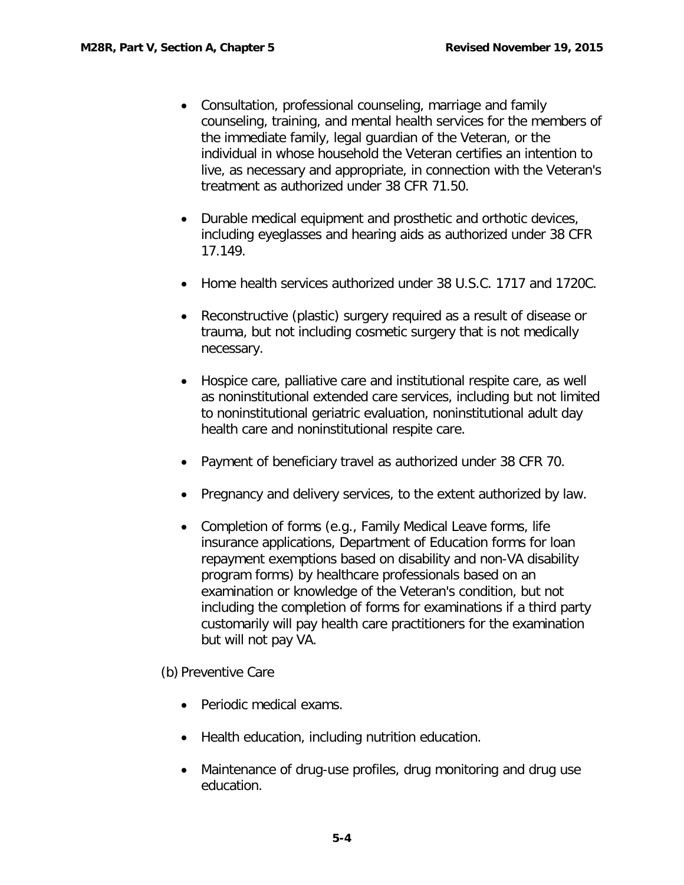- Consultation, professional counseling, marriage and family counseling, training, and mental health services for the members of the immediate family, legal guardian of the Veteran, or the individual in whose household the Veteran certifies an intention to live, as necessary and appropriate, in connection with the Veteran's treatment as authorized under 38 CFR 71.50.

- Durable medical equipment and prosthetic and orthotic devices, including eyeglasses and hearing aids as authorized under 38 CFR 17.149.

- Home health services authorized under 38 U.S.C. 1717 and 1720C.

- Reconstructive (plastic) surgery required as a result of disease or trauma, but not including cosmetic surgery that is not medically necessary.

- Hospice care, palliative care and institutional respite care, as well as noninstitutional extended care services, including but not limited to noninstitutional geriatric evaluation, noninstitutional adult day health care and noninstitutional respite care.

- Payment of beneficiary travel as authorized under 38 CFR 70.

- Pregnancy and delivery services, to the extent authorized by law.

- Completion of forms (e.g., Family Medical Leave forms, life insurance applications, Department of Education forms for loan repayment exemptions based on disability and non-VA disability program forms) by healthcare professionals based on an examination or knowledge of the Veteran's condition, but not including the completion of forms for examinations if a third party customarily will pay health care practitioners for the examination but will not pay VA.

(b) Preventive Care

- Periodic medical exams.

- Health education, including nutrition education.

- Maintenance of drug-use profiles, drug monitoring and drug use education.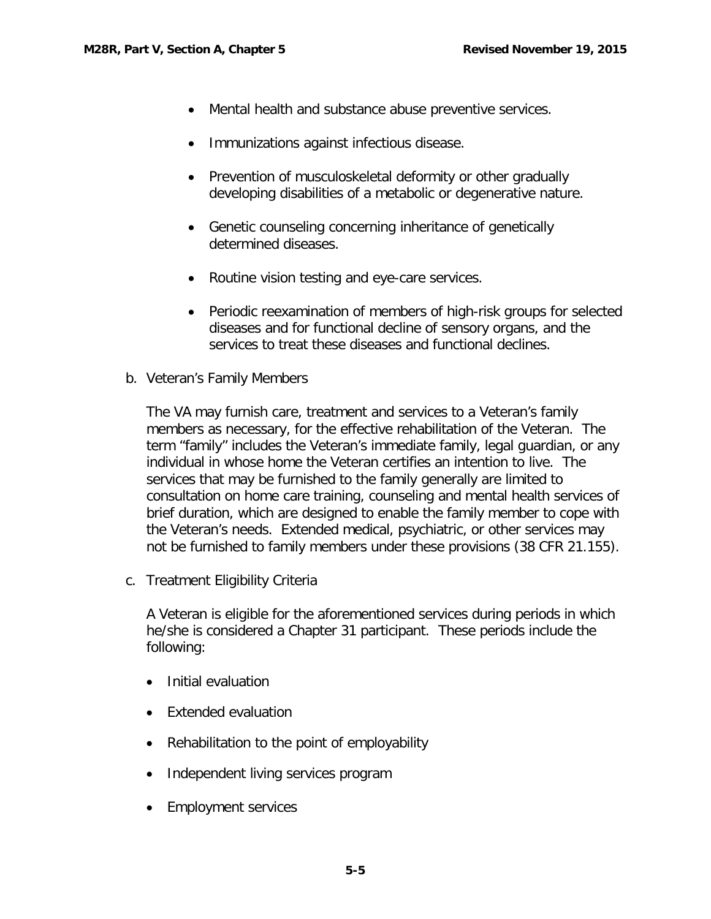- Mental health and substance abuse preventive services.
- Immunizations against infectious disease.
- Prevention of musculoskeletal deformity or other gradually developing disabilities of a metabolic or degenerative nature.
- Genetic counseling concerning inheritance of genetically determined diseases.
- Routine vision testing and eye-care services.
- Periodic reexamination of members of high-risk groups for selected diseases and for functional decline of sensory organs, and the services to treat these diseases and functional declines.

b. Veteran's Family Members

The VA may furnish care, treatment and services to a Veteran's family members as necessary, for the effective rehabilitation of the Veteran. The term "family" includes the Veteran's immediate family, legal guardian, or any individual in whose home the Veteran certifies an intention to live. The services that may be furnished to the family generally are limited to consultation on home care training, counseling and mental health services of brief duration, which are designed to enable the family member to cope with the Veteran's needs. Extended medical, psychiatric, or other services may not be furnished to family members under these provisions (38 CFR 21.155).

c. Treatment Eligibility Criteria

A Veteran is eligible for the aforementioned services during periods in which he/she is considered a Chapter 31 participant. These periods include the following:

- Initial evaluation
- Extended evaluation
- Rehabilitation to the point of employability
- Independent living services program
- Employment services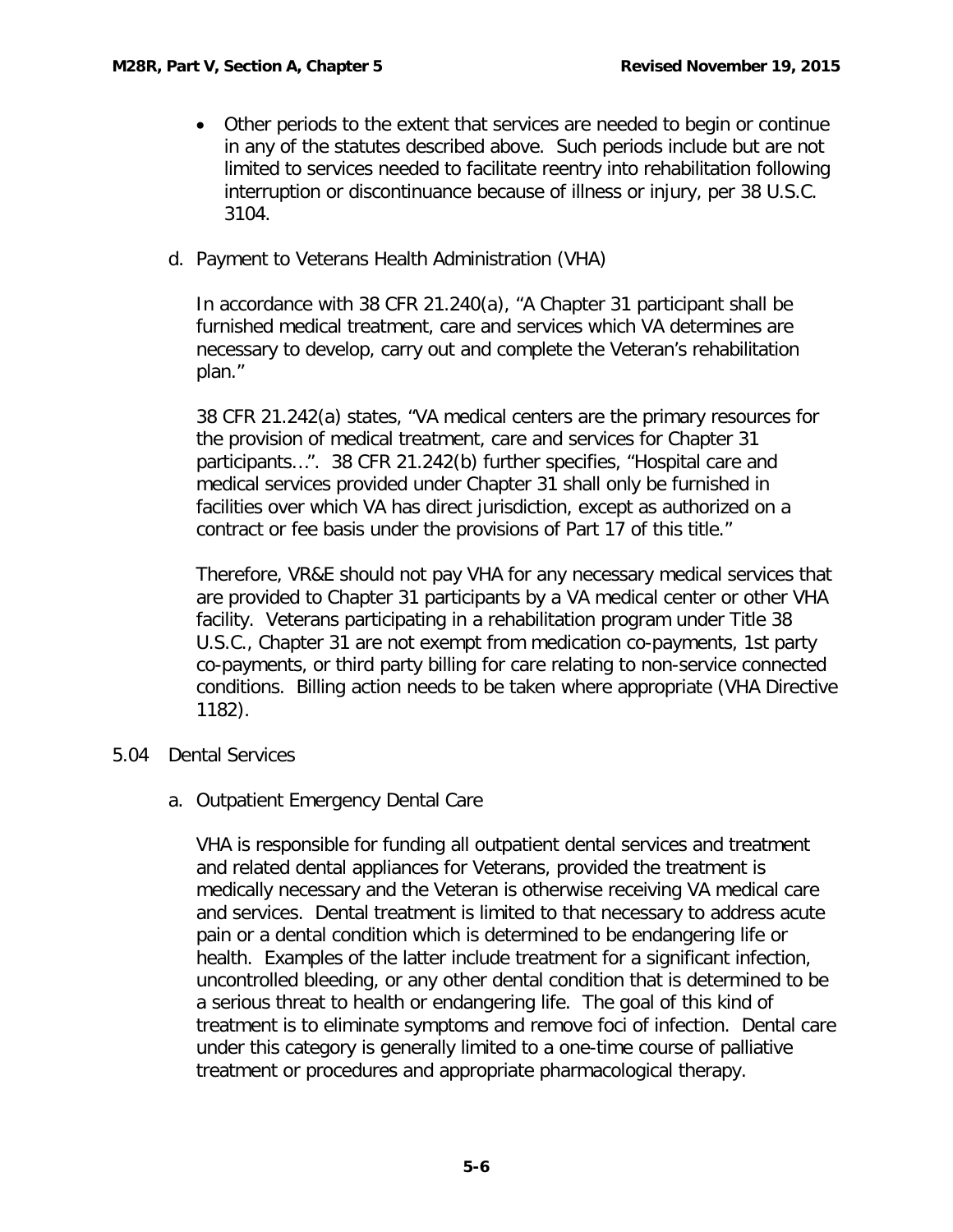- Other periods to the extent that services are needed to begin or continue in any of the statutes described above. Such periods include but are not limited to services needed to facilitate reentry into rehabilitation following interruption or discontinuance because of illness or injury, per 38 U.S.C. 3104.

d. Payment to Veterans Health Administration (VHA)

In accordance with 38 CFR 21.240(a), "A Chapter 31 participant shall be furnished medical treatment, care and services which VA determines are necessary to develop, carry out and complete the Veteran's rehabilitation plan."

38 CFR 21.242(a) states, "VA medical centers are the primary resources for the provision of medical treatment, care and services for Chapter 31 participants…". 38 CFR 21.242(b) further specifies, "Hospital care and medical services provided under Chapter 31 shall only be furnished in facilities over which VA has direct jurisdiction, except as authorized on a contract or fee basis under the provisions of Part 17 of this title."

Therefore, VR&E should not pay VHA for any necessary medical services that are provided to Chapter 31 participants by a VA medical center or other VHA facility. Veterans participating in a rehabilitation program under Title 38 U.S.C., Chapter 31 are not exempt from medication co-payments, 1st party co-payments, or third party billing for care relating to non-service connected conditions. Billing action needs to be taken where appropriate (VHA Directive 1182).

## 5.04 Dental Services

a. Outpatient Emergency Dental Care

VHA is responsible for funding all outpatient dental services and treatment and related dental appliances for Veterans, provided the treatment is medically necessary and the Veteran is otherwise receiving VA medical care and services. Dental treatment is limited to that necessary to address acute pain or a dental condition which is determined to be endangering life or health. Examples of the latter include treatment for a significant infection, uncontrolled bleeding, or any other dental condition that is determined to be a serious threat to health or endangering life. The goal of this kind of treatment is to eliminate symptoms and remove foci of infection. Dental care under this category is generally limited to a one-time course of palliative treatment or procedures and appropriate pharmacological therapy.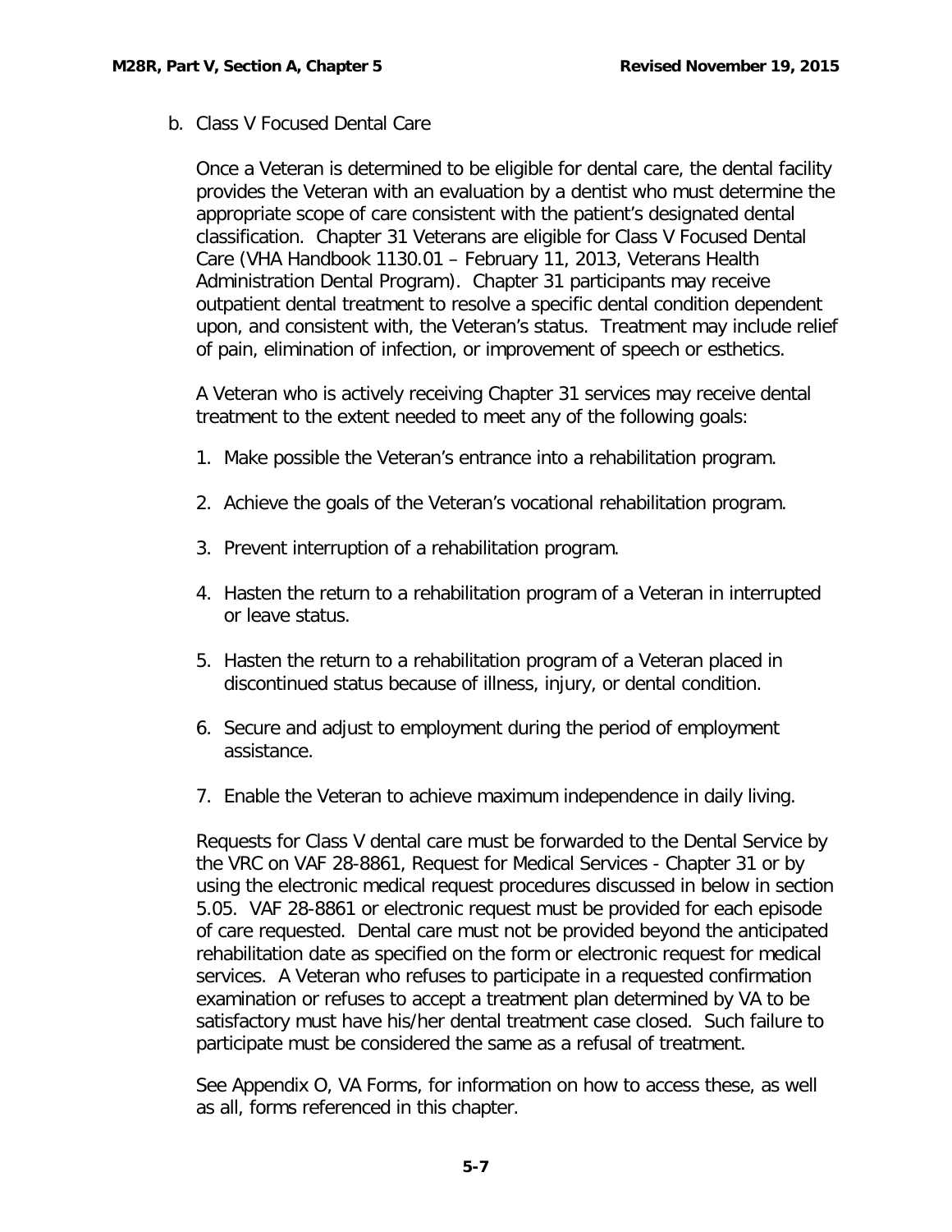b. Class V Focused Dental Care

Once a Veteran is determined to be eligible for dental care, the dental facility provides the Veteran with an evaluation by a dentist who must determine the appropriate scope of care consistent with the patient's designated dental classification. Chapter 31 Veterans are eligible for Class V Focused Dental Care (VHA Handbook 1130.01 – February 11, 2013, Veterans Health Administration Dental Program). Chapter 31 participants may receive outpatient dental treatment to resolve a specific dental condition dependent upon, and consistent with, the Veteran's status. Treatment may include relief of pain, elimination of infection, or improvement of speech or esthetics.

A Veteran who is actively receiving Chapter 31 services may receive dental treatment to the extent needed to meet any of the following goals:

1. Make possible the Veteran's entrance into a rehabilitation program.
2. Achieve the goals of the Veteran's vocational rehabilitation program.
3. Prevent interruption of a rehabilitation program.
4. Hasten the return to a rehabilitation program of a Veteran in interrupted or leave status.
5. Hasten the return to a rehabilitation program of a Veteran placed in discontinued status because of illness, injury, or dental condition.
6. Secure and adjust to employment during the period of employment assistance.
7. Enable the Veteran to achieve maximum independence in daily living.

Requests for Class V dental care must be forwarded to the Dental Service by the VRC on VAF 28-8861, Request for Medical Services - Chapter 31 or by using the electronic medical request procedures discussed in below in section 5.05. VAF 28-8861 or electronic request must be provided for each episode of care requested. Dental care must not be provided beyond the anticipated rehabilitation date as specified on the form or electronic request for medical services. A Veteran who refuses to participate in a requested confirmation examination or refuses to accept a treatment plan determined by VA to be satisfactory must have his/her dental treatment case closed. Such failure to participate must be considered the same as a refusal of treatment.

See Appendix O, VA Forms, for information on how to access these, as well as all, forms referenced in this chapter.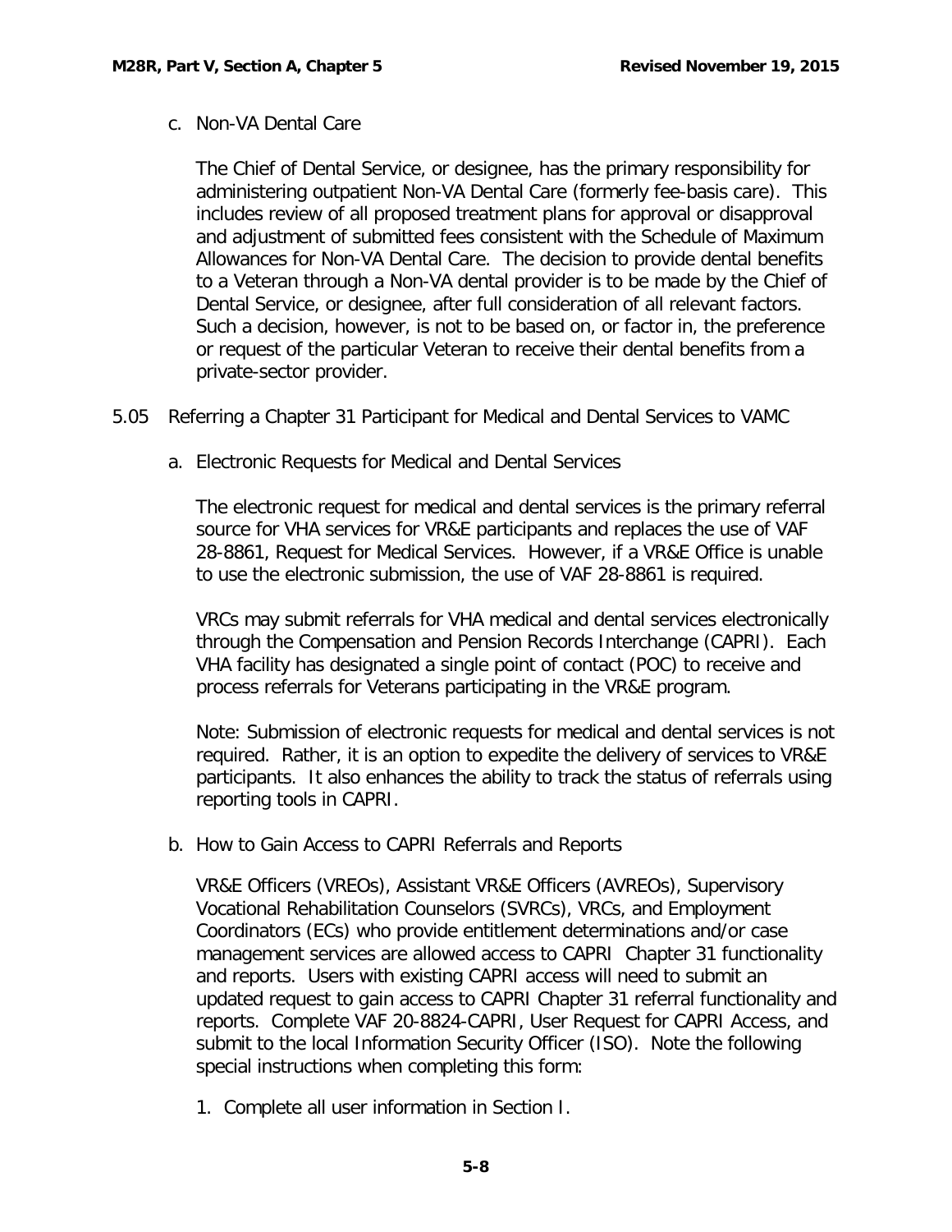c. Non-VA Dental Care

The Chief of Dental Service, or designee, has the primary responsibility for administering outpatient Non-VA Dental Care (formerly fee-basis care). This includes review of all proposed treatment plans for approval or disapproval and adjustment of submitted fees consistent with the Schedule of Maximum Allowances for Non-VA Dental Care. The decision to provide dental benefits to a Veteran through a Non-VA dental provider is to be made by the Chief of Dental Service, or designee, after full consideration of all relevant factors. Such a decision, however, is not to be based on, or factor in, the preference or request of the particular Veteran to receive their dental benefits from a private-sector provider.

## 5.05 Referring a Chapter 31 Participant for Medical and Dental Services to VAMC

a. Electronic Requests for Medical and Dental Services

The electronic request for medical and dental services is the primary referral source for VHA services for VR&E participants and replaces the use of VAF 28-8861, Request for Medical Services. However, if a VR&E Office is unable to use the electronic submission, the use of VAF 28-8861 is required.

VRCs may submit referrals for VHA medical and dental services electronically through the Compensation and Pension Records Interchange (CAPRI). Each VHA facility has designated a single point of contact (POC) to receive and process referrals for Veterans participating in the VR&E program.

Note: Submission of electronic requests for medical and dental services is not required. Rather, it is an option to expedite the delivery of services to VR&E participants. It also enhances the ability to track the status of referrals using reporting tools in CAPRI.

b. How to Gain Access to CAPRI Referrals and Reports

VR&E Officers (VREOs), Assistant VR&E Officers (AVREOs), Supervisory Vocational Rehabilitation Counselors (SVRCs), VRCs, and Employment Coordinators (ECs) who provide entitlement determinations and/or case management services are allowed access to CAPRI Chapter 31 functionality and reports. Users with existing CAPRI access will need to submit an updated request to gain access to CAPRI Chapter 31 referral functionality and reports. Complete VAF 20-8824-CAPRI, User Request for CAPRI Access, and submit to the local Information Security Officer (ISO). Note the following special instructions when completing this form:

1. Complete all user information in Section I.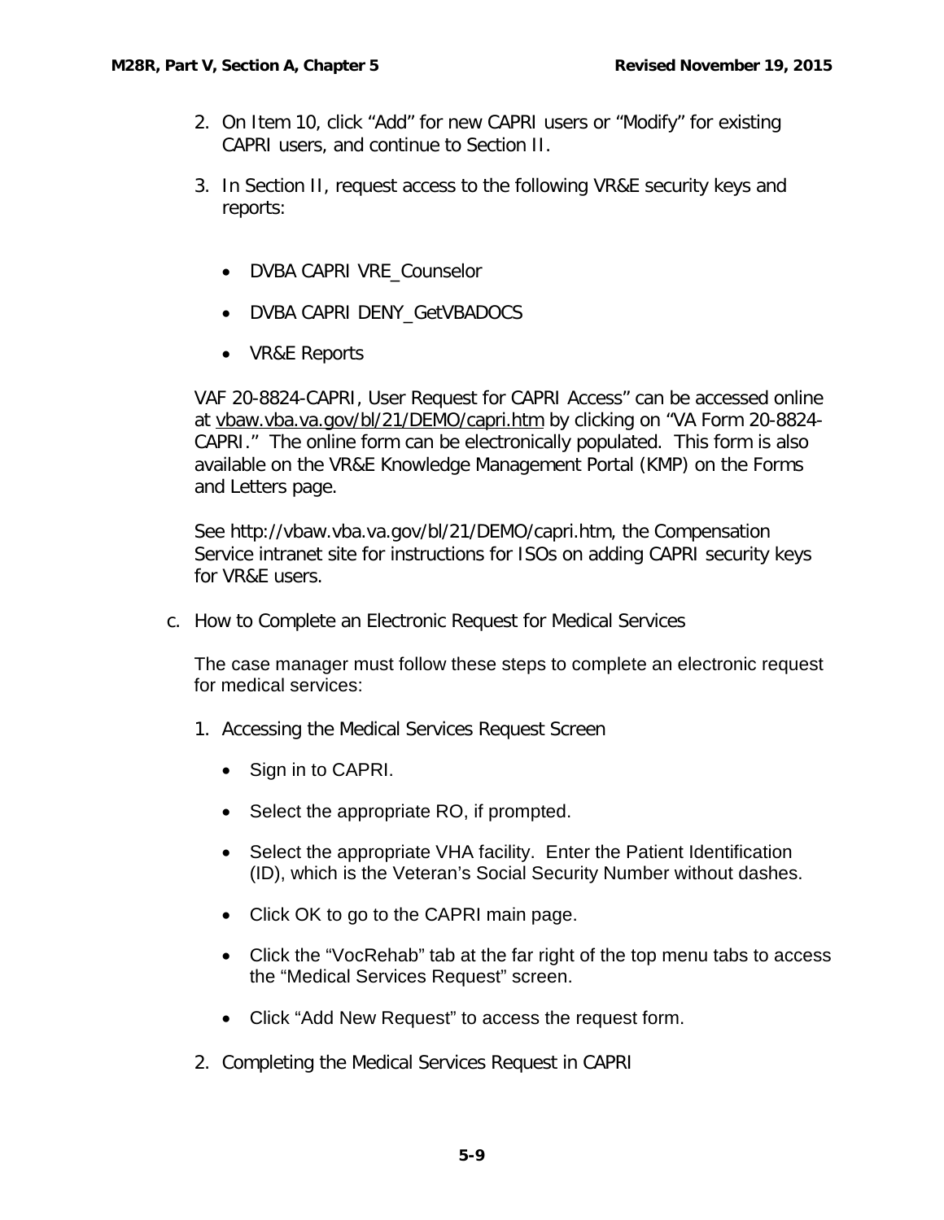2. On Item 10, click "Add" for new CAPRI users or "Modify" for existing CAPRI users, and continue to Section II.

3. In Section II, request access to the following VR&E security keys and reports:

   - DVBA CAPRI VRE_Counselor
   - DVBA CAPRI DENY_GetVBADOCS
   - VR&E Reports

VAF 20-8824-CAPRI, User Request for CAPRI Access" can be accessed online at vbaw.vba.va.gov/bl/21/DEMO/capri.htm by clicking on "VA Form 20-8824-CAPRI." The online form can be electronically populated. This form is also available on the VR&E Knowledge Management Portal (KMP) on the Forms and Letters page.

See http://vbaw.vba.va.gov/bl/21/DEMO/capri.htm, the Compensation Service intranet site for instructions for ISOs on adding CAPRI security keys for VR&E users.

c. How to Complete an Electronic Request for Medical Services

The case manager must follow these steps to complete an electronic request for medical services:

1. Accessing the Medical Services Request Screen

   - Sign in to CAPRI.
   - Select the appropriate RO, if prompted.
   - Select the appropriate VHA facility. Enter the Patient Identification (ID), which is the Veteran's Social Security Number without dashes.
   - Click OK to go to the CAPRI main page.
   - Click the "VocRehab" tab at the far right of the top menu tabs to access the "Medical Services Request" screen.
   - Click "Add New Request" to access the request form.

2. Completing the Medical Services Request in CAPRI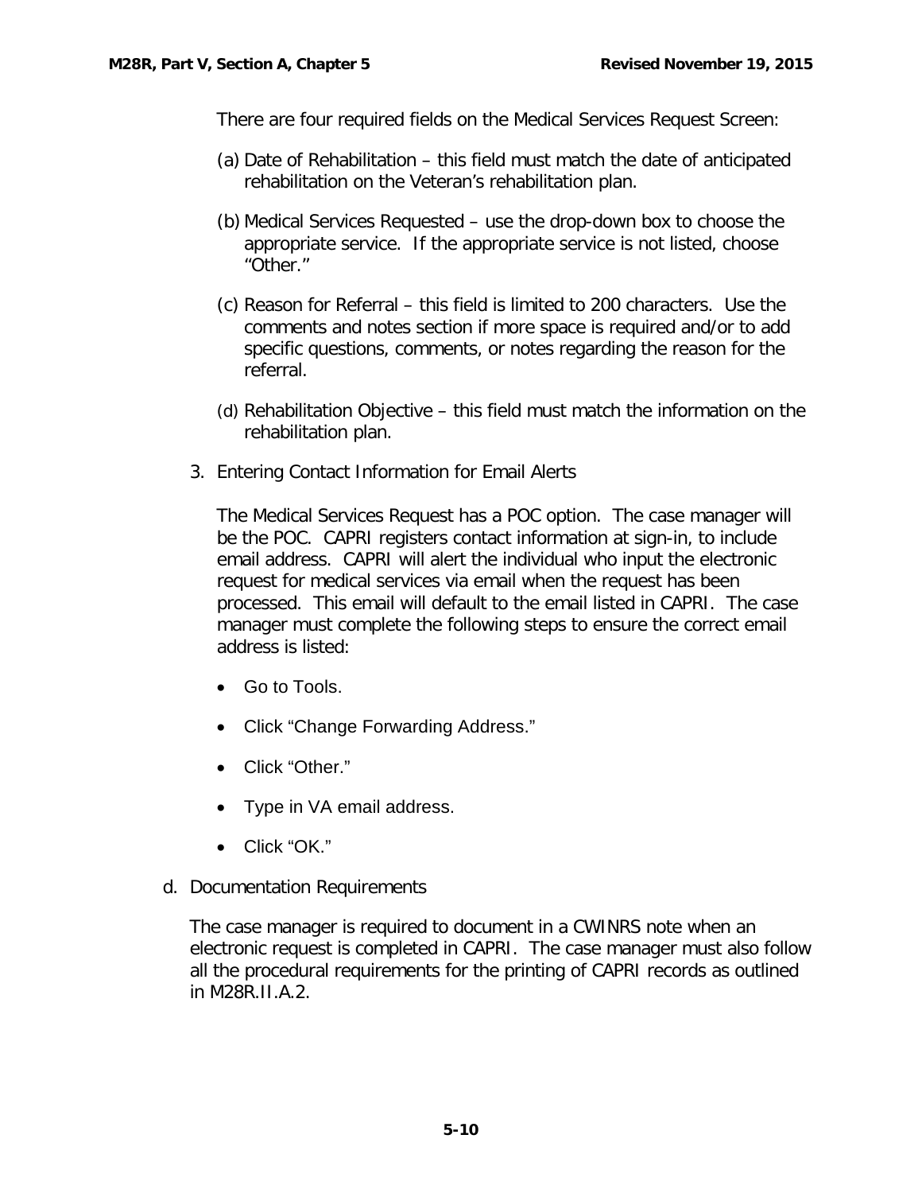There are four required fields on the Medical Services Request Screen:

(a) Date of Rehabilitation – this field must match the date of anticipated rehabilitation on the Veteran's rehabilitation plan.

(b) Medical Services Requested – use the drop-down box to choose the appropriate service. If the appropriate service is not listed, choose "Other."

(c) Reason for Referral – this field is limited to 200 characters. Use the comments and notes section if more space is required and/or to add specific questions, comments, or notes regarding the reason for the referral.

(d) Rehabilitation Objective – this field must match the information on the rehabilitation plan.

3. Entering Contact Information for Email Alerts

The Medical Services Request has a POC option. The case manager will be the POC. CAPRI registers contact information at sign-in, to include email address. CAPRI will alert the individual who input the electronic request for medical services via email when the request has been processed. This email will default to the email listed in CAPRI. The case manager must complete the following steps to ensure the correct email address is listed:

- Go to Tools.
- Click "Change Forwarding Address."
- Click "Other."
- Type in VA email address.
- Click "OK."

d. Documentation Requirements

The case manager is required to document in a CWINRS note when an electronic request is completed in CAPRI. The case manager must also follow all the procedural requirements for the printing of CAPRI records as outlined in M28R.II.A.2.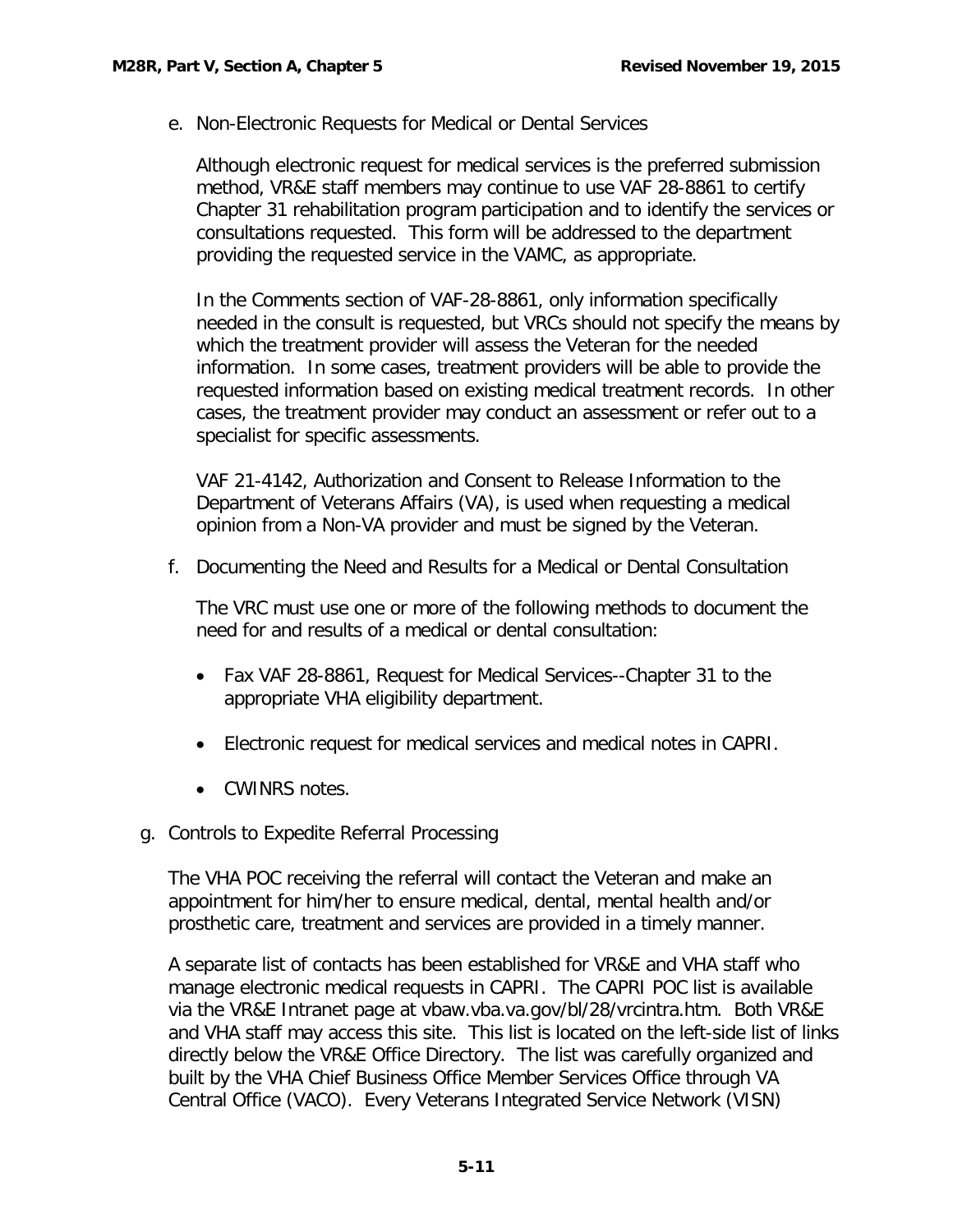e. Non-Electronic Requests for Medical or Dental Services

Although electronic request for medical services is the preferred submission method, VR&E staff members may continue to use VAF 28-8861 to certify Chapter 31 rehabilitation program participation and to identify the services or consultations requested. This form will be addressed to the department providing the requested service in the VAMC, as appropriate.

In the Comments section of VAF-28-8861, only information specifically needed in the consult is requested, but VRCs should not specify the means by which the treatment provider will assess the Veteran for the needed information. In some cases, treatment providers will be able to provide the requested information based on existing medical treatment records. In other cases, the treatment provider may conduct an assessment or refer out to a specialist for specific assessments.

VAF 21-4142, Authorization and Consent to Release Information to the Department of Veterans Affairs (VA), is used when requesting a medical opinion from a Non-VA provider and must be signed by the Veteran.

f. Documenting the Need and Results for a Medical or Dental Consultation

The VRC must use one or more of the following methods to document the need for and results of a medical or dental consultation:

- Fax VAF 28-8861, Request for Medical Services--Chapter 31 to the appropriate VHA eligibility department.
- Electronic request for medical services and medical notes in CAPRI.
- CWINRS notes.

g. Controls to Expedite Referral Processing

The VHA POC receiving the referral will contact the Veteran and make an appointment for him/her to ensure medical, dental, mental health and/or prosthetic care, treatment and services are provided in a timely manner.

A separate list of contacts has been established for VR&E and VHA staff who manage electronic medical requests in CAPRI. The CAPRI POC list is available via the VR&E Intranet page at vbaw.vba.va.gov/bl/28/vrcintra.htm. Both VR&E and VHA staff may access this site. This list is located on the left-side list of links directly below the VR&E Office Directory. The list was carefully organized and built by the VHA Chief Business Office Member Services Office through VA Central Office (VACO). Every Veterans Integrated Service Network (VISN)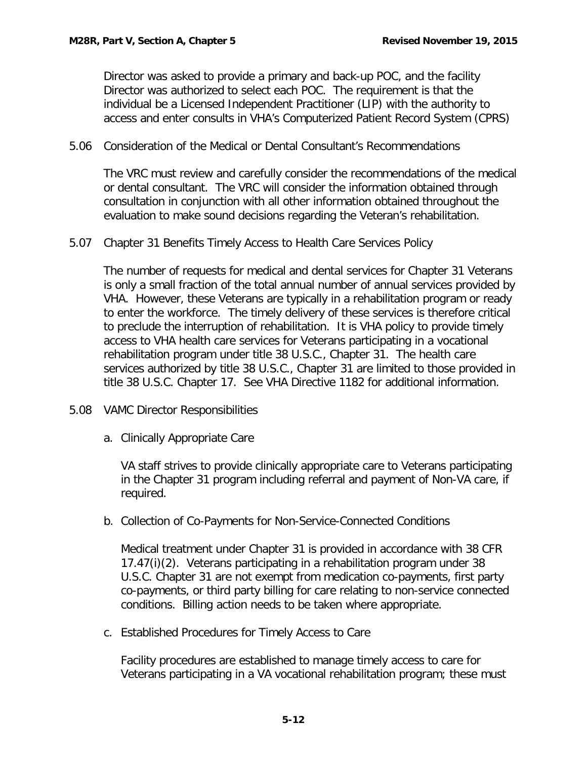Director was asked to provide a primary and back-up POC, and the facility Director was authorized to select each POC. The requirement is that the individual be a Licensed Independent Practitioner (LIP) with the authority to access and enter consults in VHA's Computerized Patient Record System (CPRS)

## 5.06 Consideration of the Medical or Dental Consultant's Recommendations

The VRC must review and carefully consider the recommendations of the medical or dental consultant. The VRC will consider the information obtained through consultation in conjunction with all other information obtained throughout the evaluation to make sound decisions regarding the Veteran's rehabilitation.

## 5.07 Chapter 31 Benefits Timely Access to Health Care Services Policy

The number of requests for medical and dental services for Chapter 31 Veterans is only a small fraction of the total annual number of annual services provided by VHA. However, these Veterans are typically in a rehabilitation program or ready to enter the workforce. The timely delivery of these services is therefore critical to preclude the interruption of rehabilitation. It is VHA policy to provide timely access to VHA health care services for Veterans participating in a vocational rehabilitation program under title 38 U.S.C., Chapter 31. The health care services authorized by title 38 U.S.C., Chapter 31 are limited to those provided in title 38 U.S.C. Chapter 17. See VHA Directive 1182 for additional information.

## 5.08 VAMC Director Responsibilities

### a. Clinically Appropriate Care

VA staff strives to provide clinically appropriate care to Veterans participating in the Chapter 31 program including referral and payment of Non-VA care, if required.

### b. Collection of Co-Payments for Non-Service-Connected Conditions

Medical treatment under Chapter 31 is provided in accordance with 38 CFR 17.47(i)(2). Veterans participating in a rehabilitation program under 38 U.S.C. Chapter 31 are not exempt from medication co-payments, first party co-payments, or third party billing for care relating to non-service connected conditions. Billing action needs to be taken where appropriate.

### c. Established Procedures for Timely Access to Care

Facility procedures are established to manage timely access to care for Veterans participating in a VA vocational rehabilitation program; these must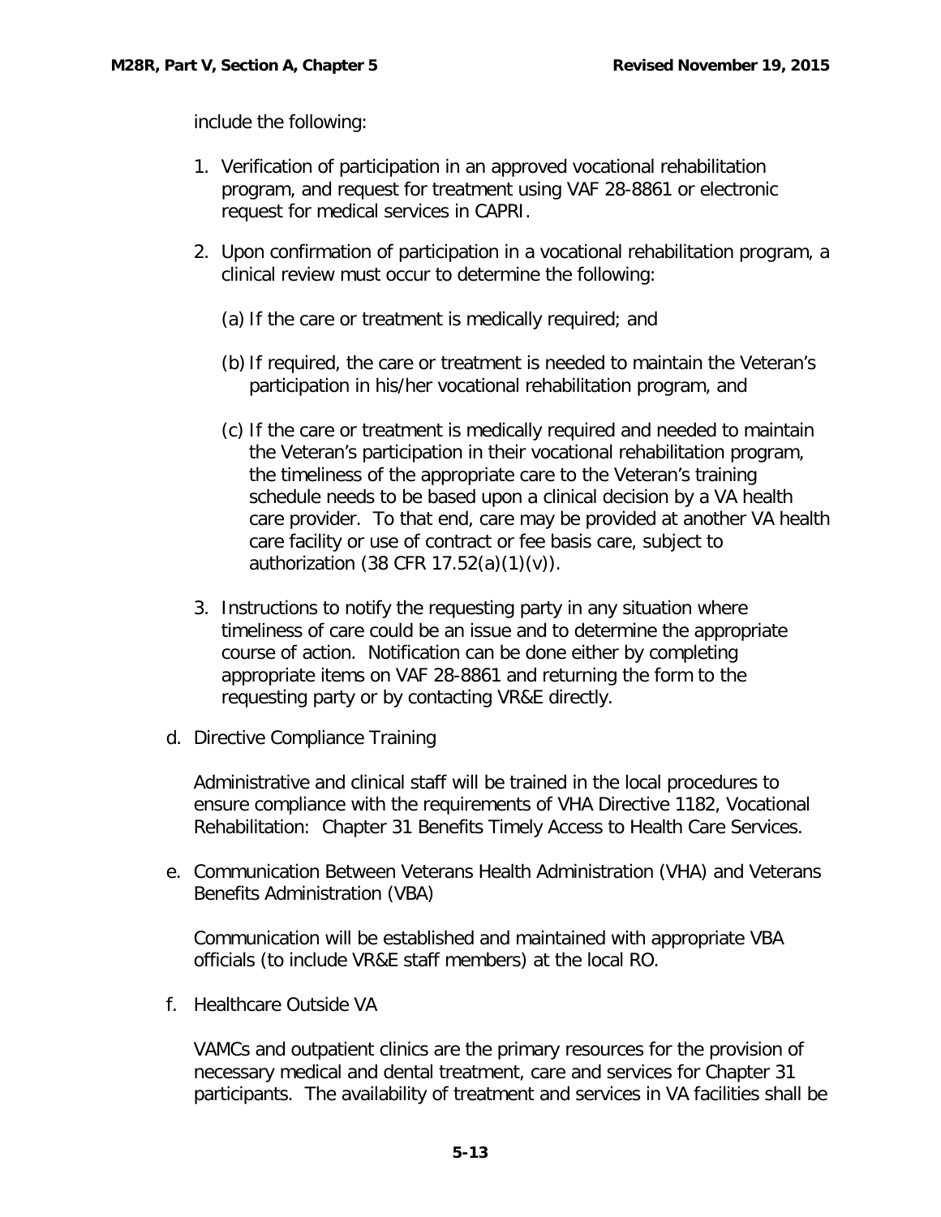include the following:

1. Verification of participation in an approved vocational rehabilitation program, and request for treatment using VAF 28-8861 or electronic request for medical services in CAPRI.

2. Upon confirmation of participation in a vocational rehabilitation program, a clinical review must occur to determine the following:

   (a) If the care or treatment is medically required; and

   (b) If required, the care or treatment is needed to maintain the Veteran's participation in his/her vocational rehabilitation program, and

   (c) If the care or treatment is medically required and needed to maintain the Veteran's participation in their vocational rehabilitation program, the timeliness of the appropriate care to the Veteran's training schedule needs to be based upon a clinical decision by a VA health care provider. To that end, care may be provided at another VA health care facility or use of contract or fee basis care, subject to authorization (38 CFR 17.52(a)(1)(v)).

3. Instructions to notify the requesting party in any situation where timeliness of care could be an issue and to determine the appropriate course of action. Notification can be done either by completing appropriate items on VAF 28-8861 and returning the form to the requesting party or by contacting VR&E directly.

d. Directive Compliance Training

   Administrative and clinical staff will be trained in the local procedures to ensure compliance with the requirements of VHA Directive 1182, Vocational Rehabilitation: Chapter 31 Benefits Timely Access to Health Care Services.

e. Communication Between Veterans Health Administration (VHA) and Veterans Benefits Administration (VBA)

   Communication will be established and maintained with appropriate VBA officials (to include VR&E staff members) at the local RO.

f. Healthcare Outside VA

   VAMCs and outpatient clinics are the primary resources for the provision of necessary medical and dental treatment, care and services for Chapter 31 participants. The availability of treatment and services in VA facilities shall be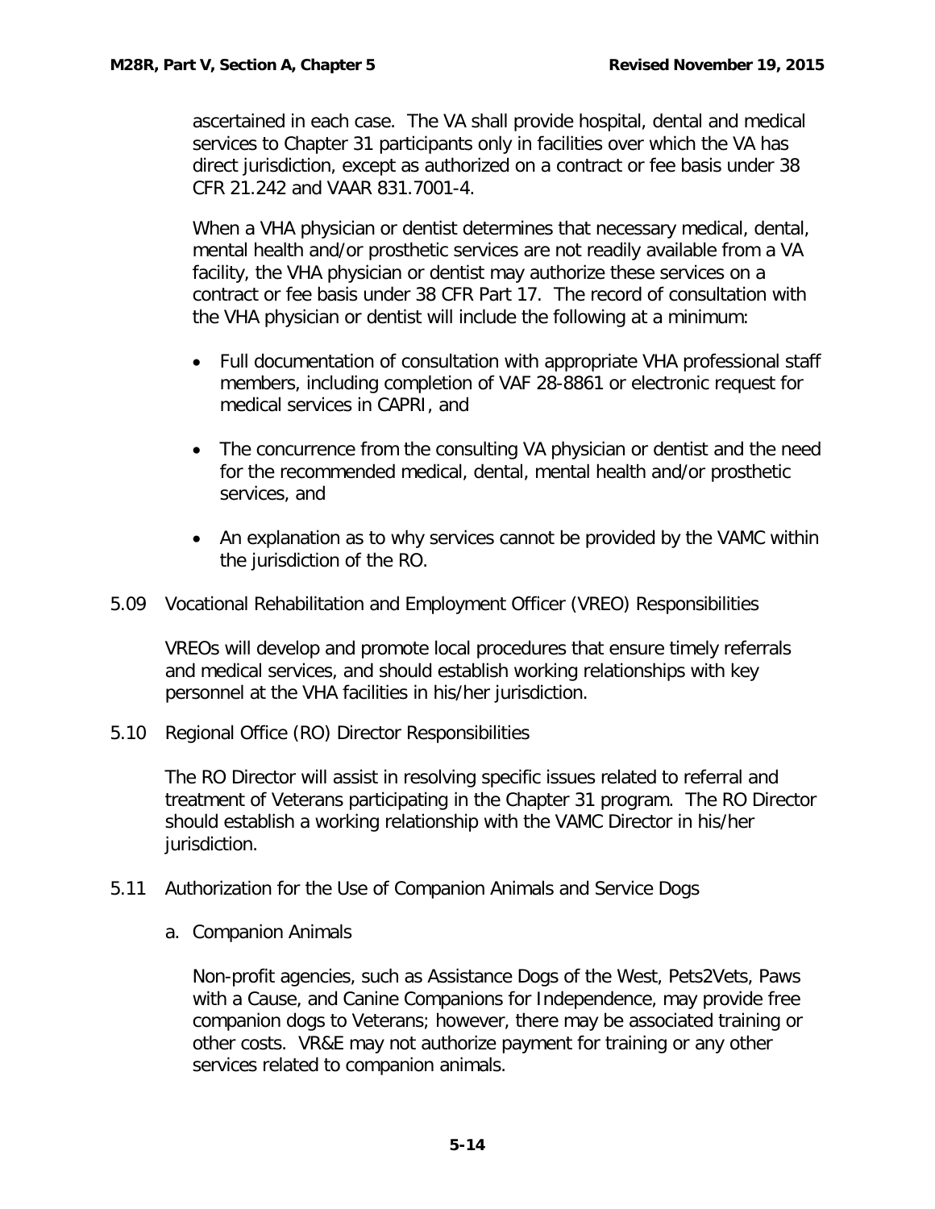ascertained in each case. The VA shall provide hospital, dental and medical services to Chapter 31 participants only in facilities over which the VA has direct jurisdiction, except as authorized on a contract or fee basis under 38 CFR 21.242 and VAAR 831.7001-4.

When a VHA physician or dentist determines that necessary medical, dental, mental health and/or prosthetic services are not readily available from a VA facility, the VHA physician or dentist may authorize these services on a contract or fee basis under 38 CFR Part 17. The record of consultation with the VHA physician or dentist will include the following at a minimum:

- Full documentation of consultation with appropriate VHA professional staff members, including completion of VAF 28-8861 or electronic request for medical services in CAPRI, and
- The concurrence from the consulting VA physician or dentist and the need for the recommended medical, dental, mental health and/or prosthetic services, and
- An explanation as to why services cannot be provided by the VAMC within the jurisdiction of the RO.

5.09 Vocational Rehabilitation and Employment Officer (VREO) Responsibilities

VREOs will develop and promote local procedures that ensure timely referrals and medical services, and should establish working relationships with key personnel at the VHA facilities in his/her jurisdiction.

5.10 Regional Office (RO) Director Responsibilities

The RO Director will assist in resolving specific issues related to referral and treatment of Veterans participating in the Chapter 31 program. The RO Director should establish a working relationship with the VAMC Director in his/her jurisdiction.

5.11 Authorization for the Use of Companion Animals and Service Dogs

a. Companion Animals

Non-profit agencies, such as Assistance Dogs of the West, Pets2Vets, Paws with a Cause, and Canine Companions for Independence, may provide free companion dogs to Veterans; however, there may be associated training or other costs. VR&E may not authorize payment for training or any other services related to companion animals.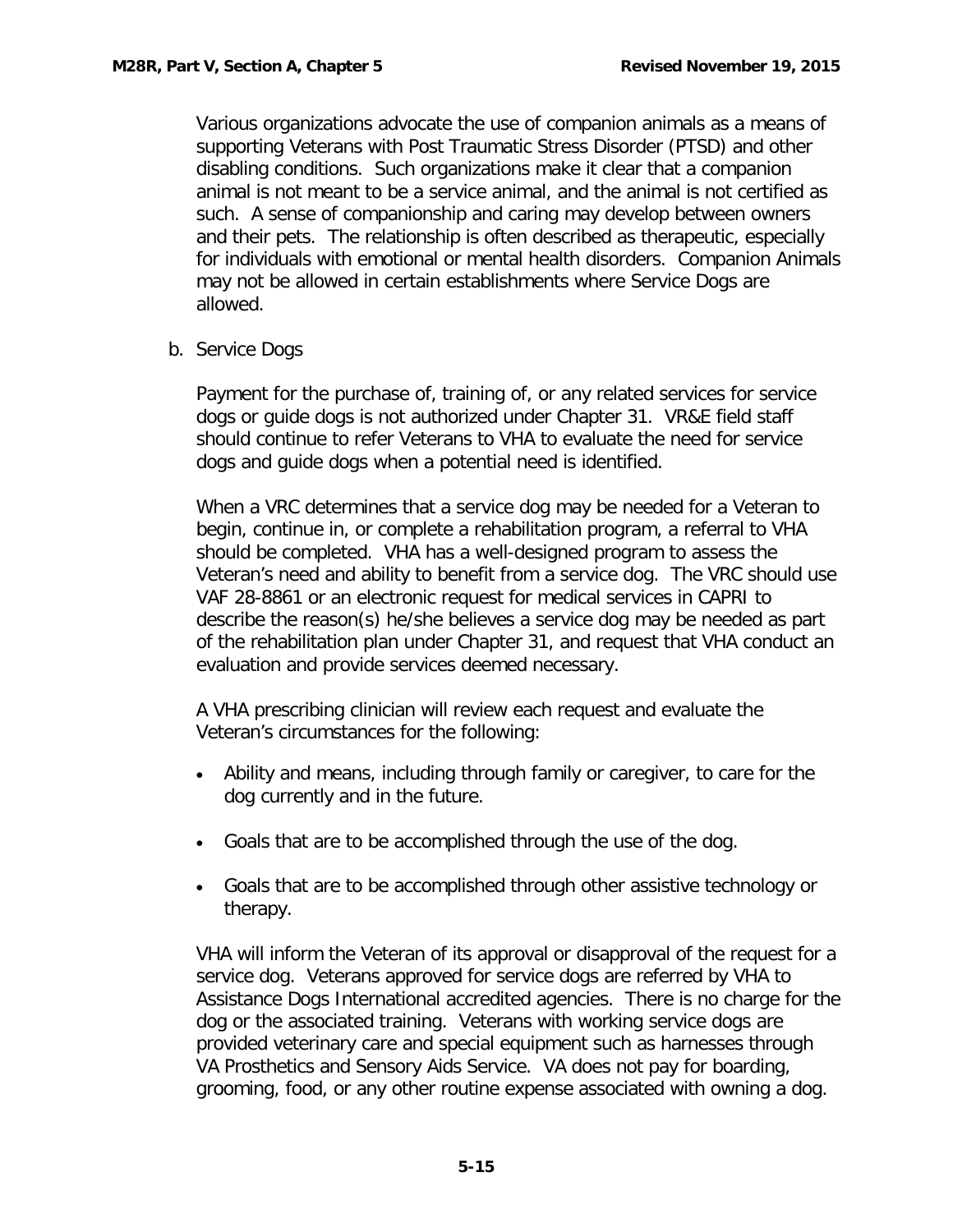Various organizations advocate the use of companion animals as a means of supporting Veterans with Post Traumatic Stress Disorder (PTSD) and other disabling conditions. Such organizations make it clear that a companion animal is not meant to be a service animal, and the animal is not certified as such. A sense of companionship and caring may develop between owners and their pets. The relationship is often described as therapeutic, especially for individuals with emotional or mental health disorders. Companion Animals may not be allowed in certain establishments where Service Dogs are allowed.

b. Service Dogs

Payment for the purchase of, training of, or any related services for service dogs or guide dogs is not authorized under Chapter 31. VR&E field staff should continue to refer Veterans to VHA to evaluate the need for service dogs and guide dogs when a potential need is identified.

When a VRC determines that a service dog may be needed for a Veteran to begin, continue in, or complete a rehabilitation program, a referral to VHA should be completed. VHA has a well-designed program to assess the Veteran's need and ability to benefit from a service dog. The VRC should use VAF 28-8861 or an electronic request for medical services in CAPRI to describe the reason(s) he/she believes a service dog may be needed as part of the rehabilitation plan under Chapter 31, and request that VHA conduct an evaluation and provide services deemed necessary.

A VHA prescribing clinician will review each request and evaluate the Veteran's circumstances for the following:

- Ability and means, including through family or caregiver, to care for the dog currently and in the future.
- Goals that are to be accomplished through the use of the dog.
- Goals that are to be accomplished through other assistive technology or therapy.

VHA will inform the Veteran of its approval or disapproval of the request for a service dog. Veterans approved for service dogs are referred by VHA to Assistance Dogs International accredited agencies. There is no charge for the dog or the associated training. Veterans with working service dogs are provided veterinary care and special equipment such as harnesses through VA Prosthetics and Sensory Aids Service. VA does not pay for boarding, grooming, food, or any other routine expense associated with owning a dog.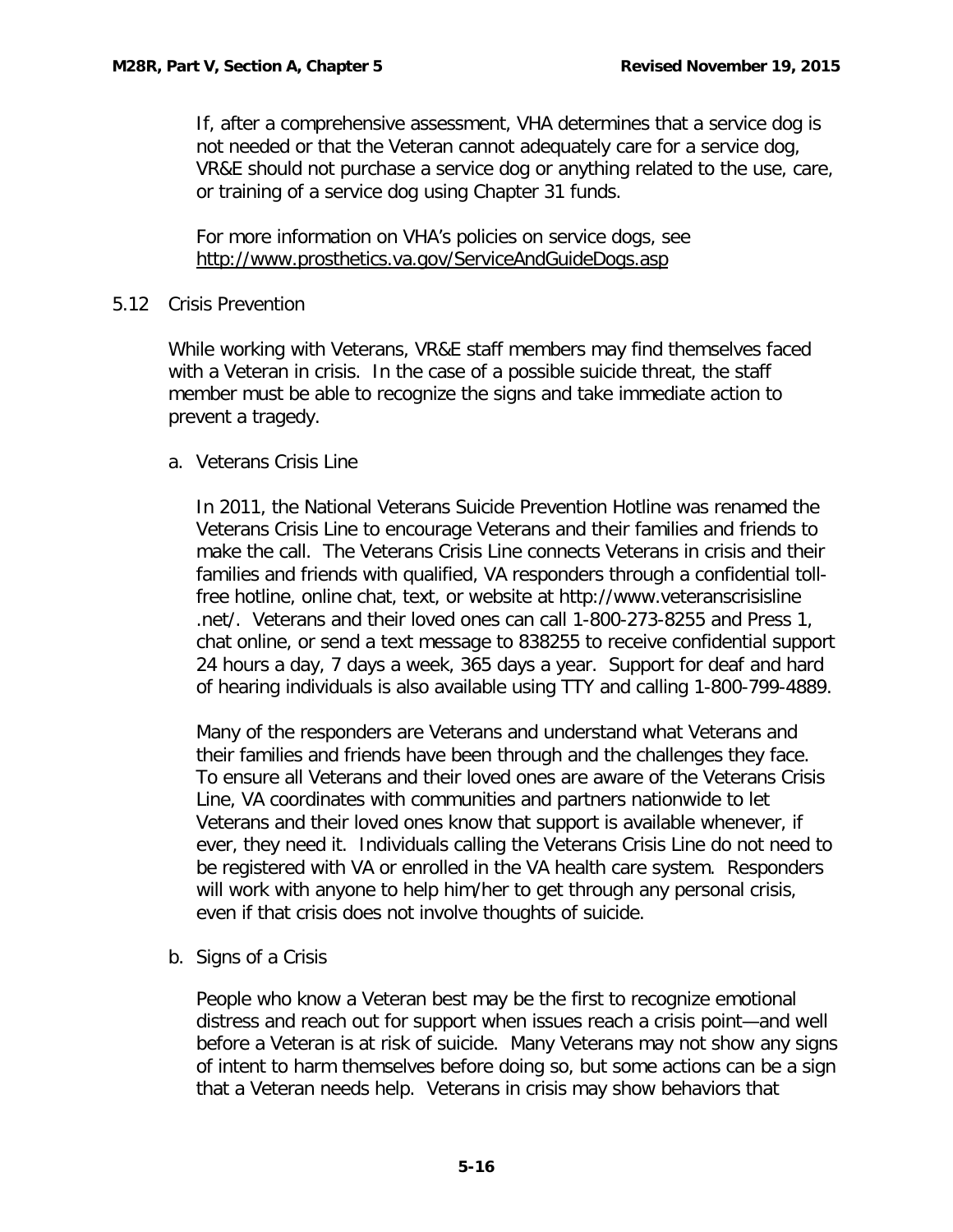If, after a comprehensive assessment, VHA determines that a service dog is not needed or that the Veteran cannot adequately care for a service dog, VR&E should not purchase a service dog or anything related to the use, care, or training of a service dog using Chapter 31 funds.

For more information on VHA's policies on service dogs, see http://www.prosthetics.va.gov/ServiceAndGuideDogs.asp

## 5.12 Crisis Prevention

While working with Veterans, VR&E staff members may find themselves faced with a Veteran in crisis. In the case of a possible suicide threat, the staff member must be able to recognize the signs and take immediate action to prevent a tragedy.

### a. Veterans Crisis Line

In 2011, the National Veterans Suicide Prevention Hotline was renamed the Veterans Crisis Line to encourage Veterans and their families and friends to make the call. The Veterans Crisis Line connects Veterans in crisis and their families and friends with qualified, VA responders through a confidential toll-free hotline, online chat, text, or website at http://www.veteranscrisisline .net/. Veterans and their loved ones can call 1-800-273-8255 and Press 1, chat online, or send a text message to 838255 to receive confidential support 24 hours a day, 7 days a week, 365 days a year. Support for deaf and hard of hearing individuals is also available using TTY and calling 1-800-799-4889.

Many of the responders are Veterans and understand what Veterans and their families and friends have been through and the challenges they face. To ensure all Veterans and their loved ones are aware of the Veterans Crisis Line, VA coordinates with communities and partners nationwide to let Veterans and their loved ones know that support is available whenever, if ever, they need it. Individuals calling the Veterans Crisis Line do not need to be registered with VA or enrolled in the VA health care system. Responders will work with anyone to help him/her to get through any personal crisis, even if that crisis does not involve thoughts of suicide.

### b. Signs of a Crisis

People who know a Veteran best may be the first to recognize emotional distress and reach out for support when issues reach a crisis point—and well before a Veteran is at risk of suicide. Many Veterans may not show any signs of intent to harm themselves before doing so, but some actions can be a sign that a Veteran needs help. Veterans in crisis may show behaviors that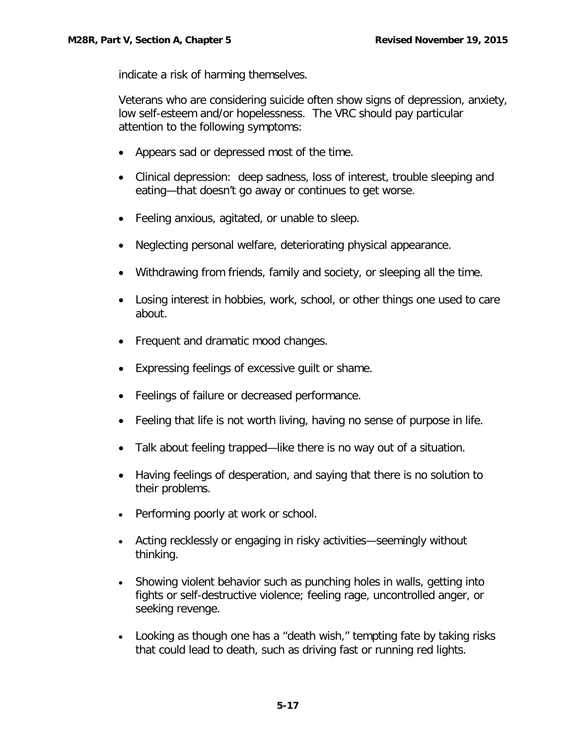indicate a risk of harming themselves.

Veterans who are considering suicide often show signs of depression, anxiety, low self-esteem and/or hopelessness. The VRC should pay particular attention to the following symptoms:

- Appears sad or depressed most of the time.
- Clinical depression: deep sadness, loss of interest, trouble sleeping and eating—that doesn't go away or continues to get worse.
- Feeling anxious, agitated, or unable to sleep.
- Neglecting personal welfare, deteriorating physical appearance.
- Withdrawing from friends, family and society, or sleeping all the time.
- Losing interest in hobbies, work, school, or other things one used to care about.
- Frequent and dramatic mood changes.
- Expressing feelings of excessive guilt or shame.
- Feelings of failure or decreased performance.
- Feeling that life is not worth living, having no sense of purpose in life.
- Talk about feeling trapped—like there is no way out of a situation.
- Having feelings of desperation, and saying that there is no solution to their problems.
- Performing poorly at work or school.
- Acting recklessly or engaging in risky activities—seemingly without thinking.
- Showing violent behavior such as punching holes in walls, getting into fights or self-destructive violence; feeling rage, uncontrolled anger, or seeking revenge.
- Looking as though one has a "death wish," tempting fate by taking risks that could lead to death, such as driving fast or running red lights.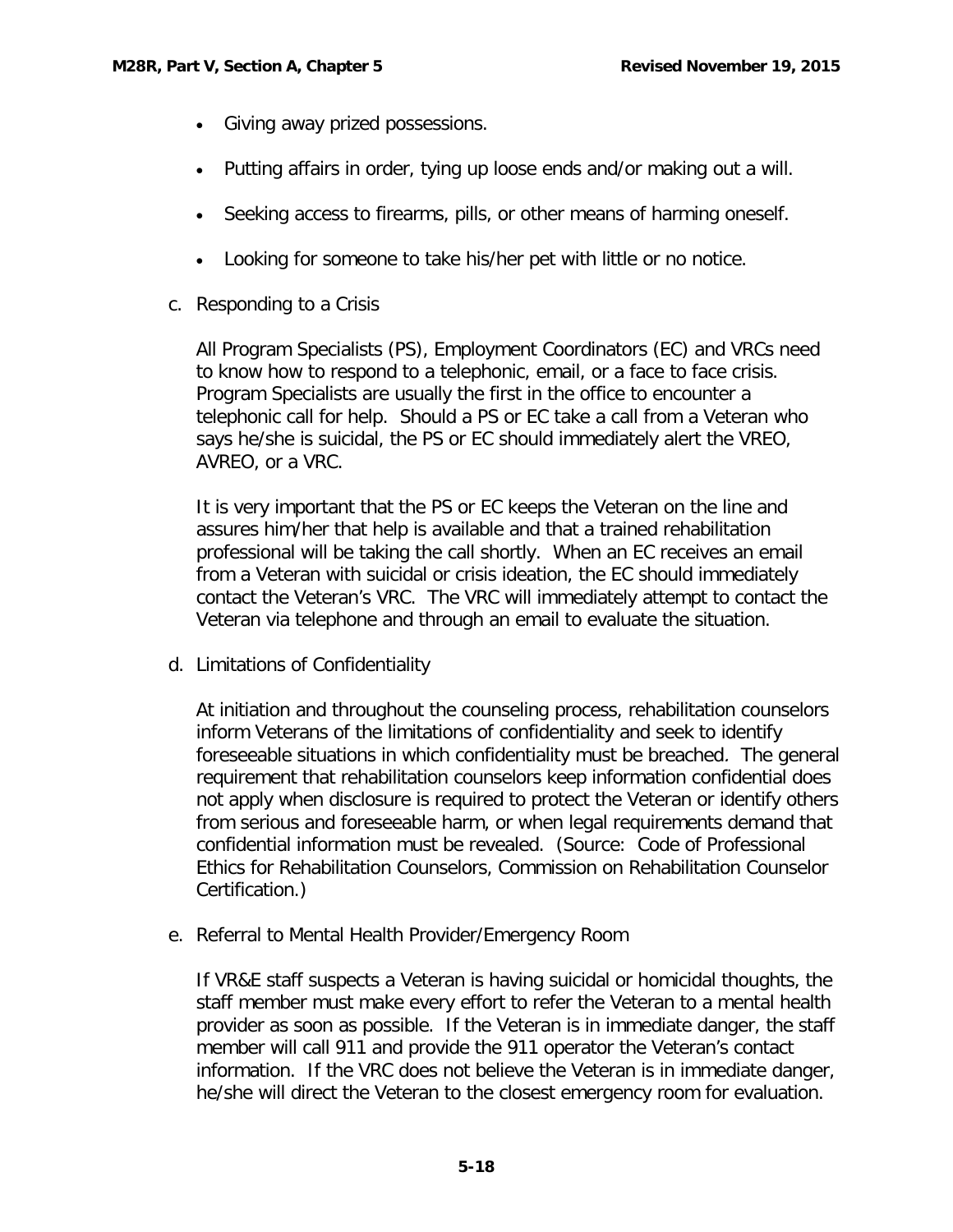- Giving away prized possessions.
- Putting affairs in order, tying up loose ends and/or making out a will.
- Seeking access to firearms, pills, or other means of harming oneself.
- Looking for someone to take his/her pet with little or no notice.

c. Responding to a Crisis

All Program Specialists (PS), Employment Coordinators (EC) and VRCs need to know how to respond to a telephonic, email, or a face to face crisis. Program Specialists are usually the first in the office to encounter a telephonic call for help. Should a PS or EC take a call from a Veteran who says he/she is suicidal, the PS or EC should immediately alert the VREO, AVREO, or a VRC.

It is very important that the PS or EC keeps the Veteran on the line and assures him/her that help is available and that a trained rehabilitation professional will be taking the call shortly. When an EC receives an email from a Veteran with suicidal or crisis ideation, the EC should immediately contact the Veteran's VRC. The VRC will immediately attempt to contact the Veteran via telephone and through an email to evaluate the situation.

d. Limitations of Confidentiality

At initiation and throughout the counseling process, rehabilitation counselors inform Veterans of the limitations of confidentiality and seek to identify foreseeable situations in which confidentiality must be breached. The general requirement that rehabilitation counselors keep information confidential does not apply when disclosure is required to protect the Veteran or identify others from serious and foreseeable harm, or when legal requirements demand that confidential information must be revealed. (Source: Code of Professional Ethics for Rehabilitation Counselors, Commission on Rehabilitation Counselor Certification.)

e. Referral to Mental Health Provider/Emergency Room

If VR&E staff suspects a Veteran is having suicidal or homicidal thoughts, the staff member must make every effort to refer the Veteran to a mental health provider as soon as possible. If the Veteran is in immediate danger, the staff member will call 911 and provide the 911 operator the Veteran's contact information. If the VRC does not believe the Veteran is in immediate danger, he/she will direct the Veteran to the closest emergency room for evaluation.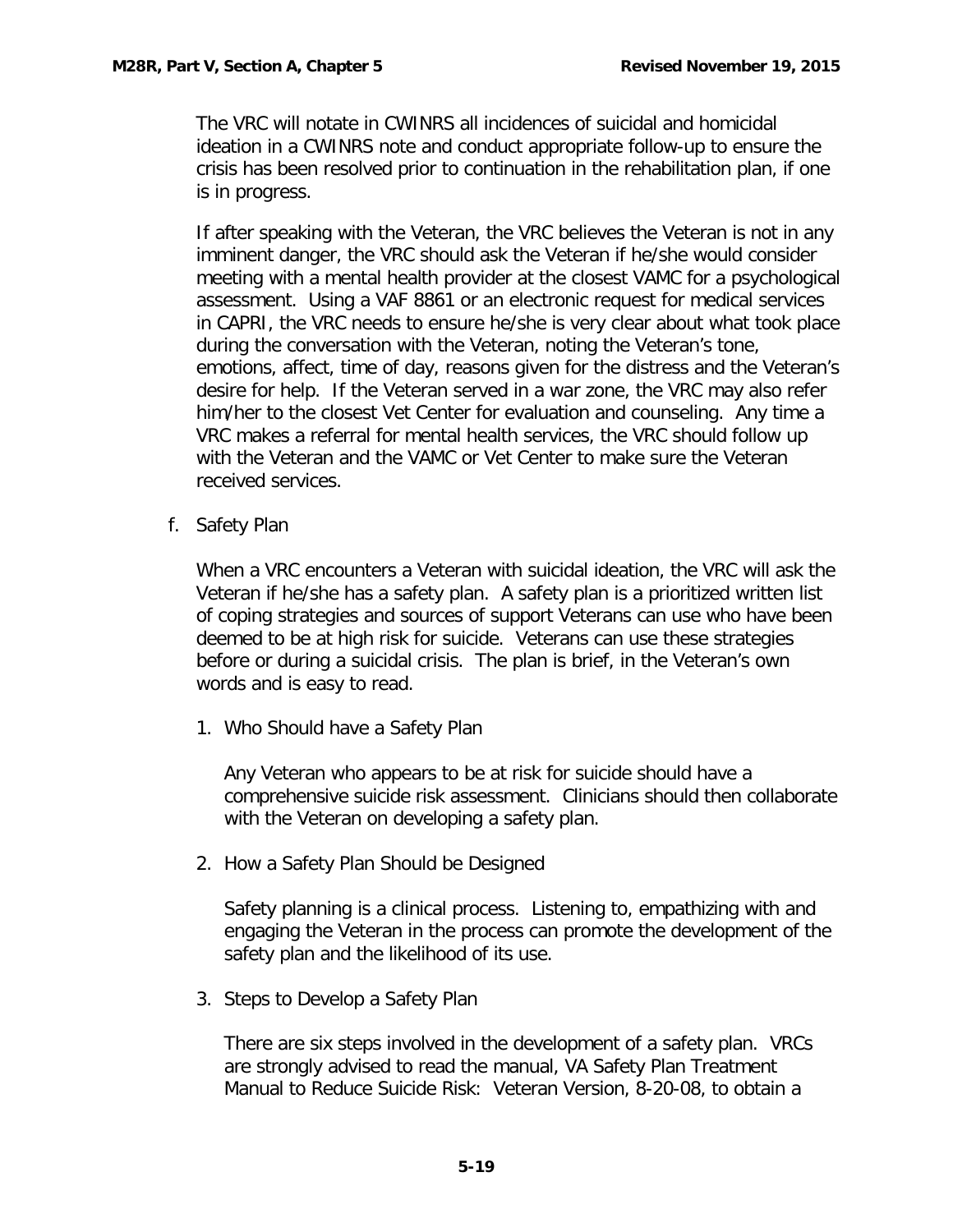The VRC will notate in CWINRS all incidences of suicidal and homicidal ideation in a CWINRS note and conduct appropriate follow-up to ensure the crisis has been resolved prior to continuation in the rehabilitation plan, if one is in progress.

If after speaking with the Veteran, the VRC believes the Veteran is not in any imminent danger, the VRC should ask the Veteran if he/she would consider meeting with a mental health provider at the closest VAMC for a psychological assessment. Using a VAF 8861 or an electronic request for medical services in CAPRI, the VRC needs to ensure he/she is very clear about what took place during the conversation with the Veteran, noting the Veteran's tone, emotions, affect, time of day, reasons given for the distress and the Veteran's desire for help. If the Veteran served in a war zone, the VRC may also refer him/her to the closest Vet Center for evaluation and counseling. Any time a VRC makes a referral for mental health services, the VRC should follow up with the Veteran and the VAMC or Vet Center to make sure the Veteran received services.

f. Safety Plan

When a VRC encounters a Veteran with suicidal ideation, the VRC will ask the Veteran if he/she has a safety plan. A safety plan is a prioritized written list of coping strategies and sources of support Veterans can use who have been deemed to be at high risk for suicide. Veterans can use these strategies before or during a suicidal crisis. The plan is brief, in the Veteran's own words and is easy to read.

1. Who Should have a Safety Plan

   Any Veteran who appears to be at risk for suicide should have a comprehensive suicide risk assessment. Clinicians should then collaborate with the Veteran on developing a safety plan.

2. How a Safety Plan Should be Designed

   Safety planning is a clinical process. Listening to, empathizing with and engaging the Veteran in the process can promote the development of the safety plan and the likelihood of its use.

3. Steps to Develop a Safety Plan

   There are six steps involved in the development of a safety plan. VRCs are strongly advised to read the manual, VA Safety Plan Treatment Manual to Reduce Suicide Risk: Veteran Version, 8-20-08, to obtain a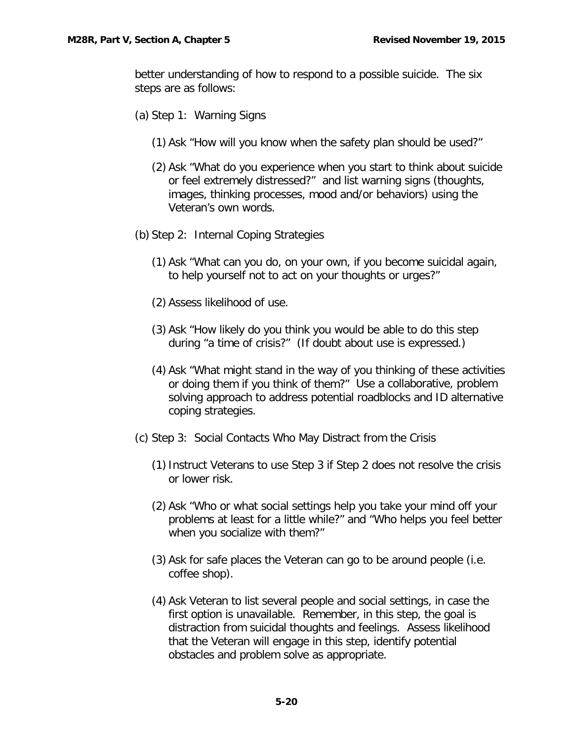better understanding of how to respond to a possible suicide. The six steps are as follows:

(a) Step 1: Warning Signs

(1) Ask "How will you know when the safety plan should be used?"

(2) Ask "What do you experience when you start to think about suicide or feel extremely distressed?" and list warning signs (thoughts, images, thinking processes, mood and/or behaviors) using the Veteran's own words.

(b) Step 2: Internal Coping Strategies

(1) Ask "What can you do, on your own, if you become suicidal again, to help yourself not to act on your thoughts or urges?"

(2) Assess likelihood of use.

(3) Ask "How likely do you think you would be able to do this step during "a time of crisis?" (If doubt about use is expressed.)

(4) Ask "What might stand in the way of you thinking of these activities or doing them if you think of them?" Use a collaborative, problem solving approach to address potential roadblocks and ID alternative coping strategies.

(c) Step 3: Social Contacts Who May Distract from the Crisis

(1) Instruct Veterans to use Step 3 if Step 2 does not resolve the crisis or lower risk.

(2) Ask "Who or what social settings help you take your mind off your problems at least for a little while?" and "Who helps you feel better when you socialize with them?"

(3) Ask for safe places the Veteran can go to be around people (i.e. coffee shop).

(4) Ask Veteran to list several people and social settings, in case the first option is unavailable. Remember, in this step, the goal is distraction from suicidal thoughts and feelings. Assess likelihood that the Veteran will engage in this step, identify potential obstacles and problem solve as appropriate.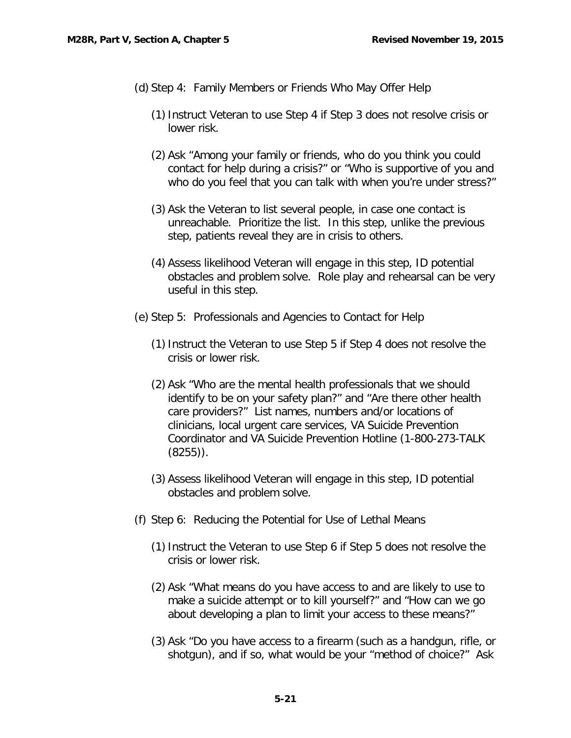(d) Step 4: Family Members or Friends Who May Offer Help

(1) Instruct Veteran to use Step 4 if Step 3 does not resolve crisis or lower risk.

(2) Ask "Among your family or friends, who do you think you could contact for help during a crisis?" or "Who is supportive of you and who do you feel that you can talk with when you're under stress?"

(3) Ask the Veteran to list several people, in case one contact is unreachable. Prioritize the list. In this step, unlike the previous step, patients reveal they are in crisis to others.

(4) Assess likelihood Veteran will engage in this step, ID potential obstacles and problem solve. Role play and rehearsal can be very useful in this step.

(e) Step 5: Professionals and Agencies to Contact for Help

(1) Instruct the Veteran to use Step 5 if Step 4 does not resolve the crisis or lower risk.

(2) Ask "Who are the mental health professionals that we should identify to be on your safety plan?" and "Are there other health care providers?" List names, numbers and/or locations of clinicians, local urgent care services, VA Suicide Prevention Coordinator and VA Suicide Prevention Hotline (1-800-273-TALK (8255)).

(3) Assess likelihood Veteran will engage in this step, ID potential obstacles and problem solve.

(f) Step 6: Reducing the Potential for Use of Lethal Means

(1) Instruct the Veteran to use Step 6 if Step 5 does not resolve the crisis or lower risk.

(2) Ask "What means do you have access to and are likely to use to make a suicide attempt or to kill yourself?" and "How can we go about developing a plan to limit your access to these means?"

(3) Ask "Do you have access to a firearm (such as a handgun, rifle, or shotgun), and if so, what would be your "method of choice?" Ask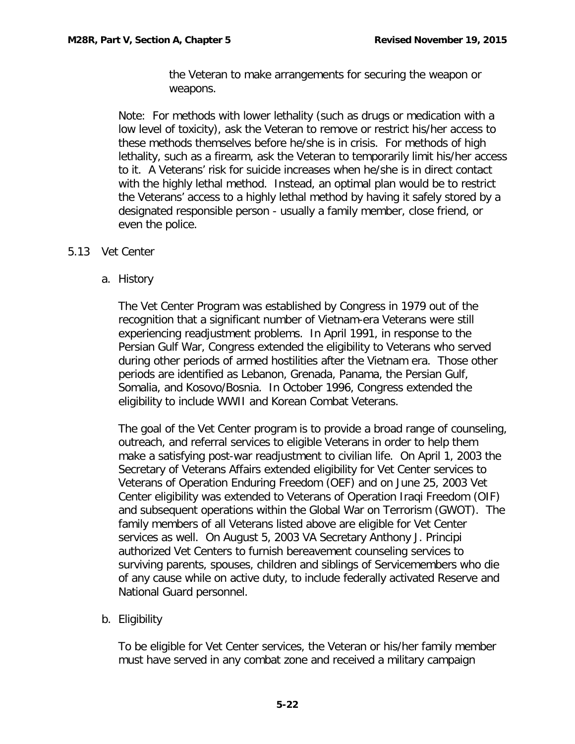the Veteran to make arrangements for securing the weapon or weapons.

Note: For methods with lower lethality (such as drugs or medication with a low level of toxicity), ask the Veteran to remove or restrict his/her access to these methods themselves before he/she is in crisis. For methods of high lethality, such as a firearm, ask the Veteran to temporarily limit his/her access to it. A Veterans' risk for suicide increases when he/she is in direct contact with the highly lethal method. Instead, an optimal plan would be to restrict the Veterans' access to a highly lethal method by having it safely stored by a designated responsible person - usually a family member, close friend, or even the police.

## 5.13 Vet Center

### a. History

The Vet Center Program was established by Congress in 1979 out of the recognition that a significant number of Vietnam-era Veterans were still experiencing readjustment problems. In April 1991, in response to the Persian Gulf War, Congress extended the eligibility to Veterans who served during other periods of armed hostilities after the Vietnam era. Those other periods are identified as Lebanon, Grenada, Panama, the Persian Gulf, Somalia, and Kosovo/Bosnia. In October 1996, Congress extended the eligibility to include WWII and Korean Combat Veterans.

The goal of the Vet Center program is to provide a broad range of counseling, outreach, and referral services to eligible Veterans in order to help them make a satisfying post-war readjustment to civilian life. On April 1, 2003 the Secretary of Veterans Affairs extended eligibility for Vet Center services to Veterans of Operation Enduring Freedom (OEF) and on June 25, 2003 Vet Center eligibility was extended to Veterans of Operation Iraqi Freedom (OIF) and subsequent operations within the Global War on Terrorism (GWOT). The family members of all Veterans listed above are eligible for Vet Center services as well. On August 5, 2003 VA Secretary Anthony J. Principi authorized Vet Centers to furnish bereavement counseling services to surviving parents, spouses, children and siblings of Servicemembers who die of any cause while on active duty, to include federally activated Reserve and National Guard personnel.

### b. Eligibility

To be eligible for Vet Center services, the Veteran or his/her family member must have served in any combat zone and received a military campaign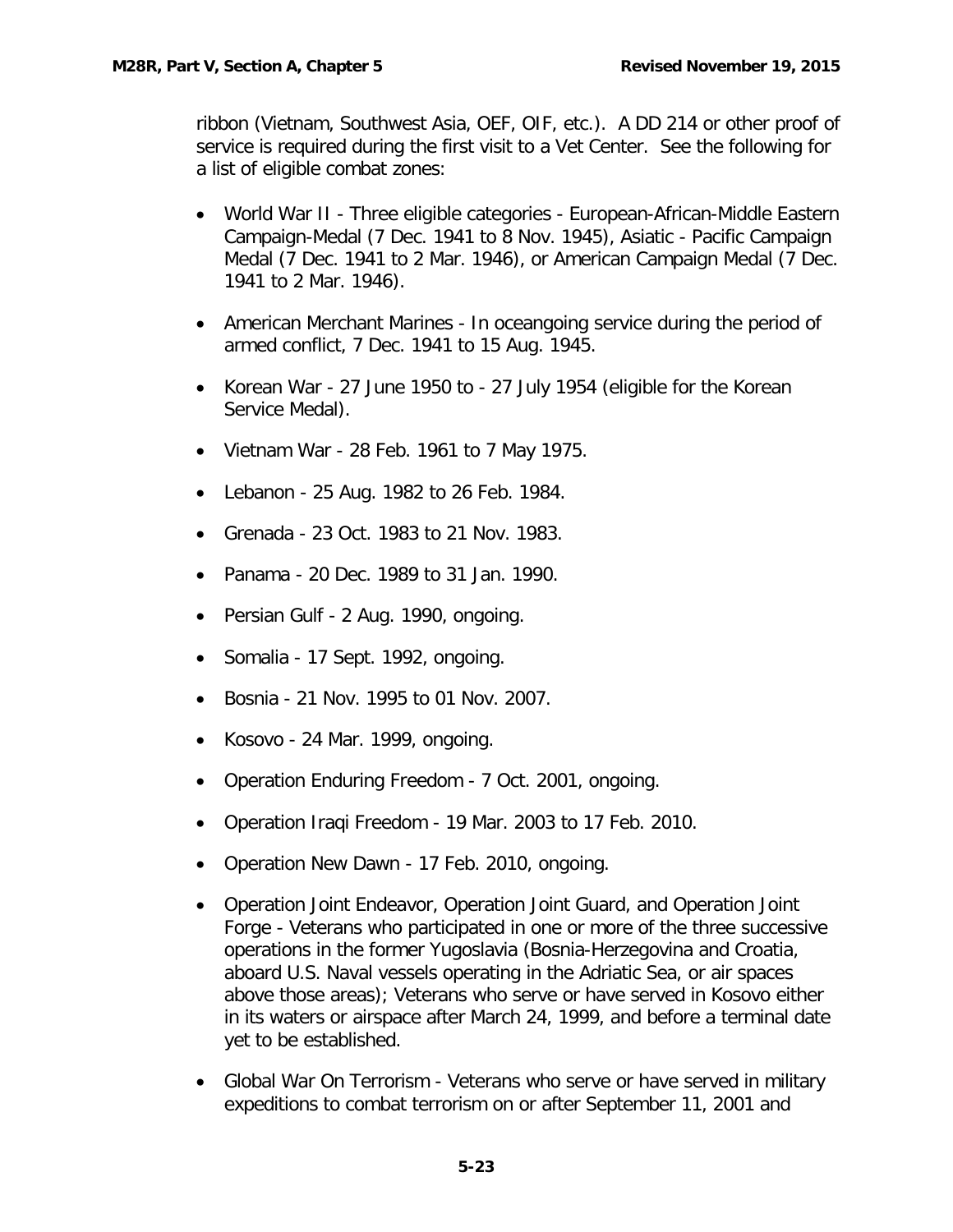ribbon (Vietnam, Southwest Asia, OEF, OIF, etc.). A DD 214 or other proof of service is required during the first visit to a Vet Center. See the following for a list of eligible combat zones:

- World War II - Three eligible categories - European-African-Middle Eastern Campaign-Medal (7 Dec. 1941 to 8 Nov. 1945), Asiatic - Pacific Campaign Medal (7 Dec. 1941 to 2 Mar. 1946), or American Campaign Medal (7 Dec. 1941 to 2 Mar. 1946).
- American Merchant Marines - In oceangoing service during the period of armed conflict, 7 Dec. 1941 to 15 Aug. 1945.
- Korean War - 27 June 1950 to - 27 July 1954 (eligible for the Korean Service Medal).
- Vietnam War - 28 Feb. 1961 to 7 May 1975.
- Lebanon - 25 Aug. 1982 to 26 Feb. 1984.
- Grenada - 23 Oct. 1983 to 21 Nov. 1983.
- Panama - 20 Dec. 1989 to 31 Jan. 1990.
- Persian Gulf - 2 Aug. 1990, ongoing.
- Somalia - 17 Sept. 1992, ongoing.
- Bosnia - 21 Nov. 1995 to 01 Nov. 2007.
- Kosovo - 24 Mar. 1999, ongoing.
- Operation Enduring Freedom - 7 Oct. 2001, ongoing.
- Operation Iraqi Freedom - 19 Mar. 2003 to 17 Feb. 2010.
- Operation New Dawn - 17 Feb. 2010, ongoing.
- Operation Joint Endeavor, Operation Joint Guard, and Operation Joint Forge - Veterans who participated in one or more of the three successive operations in the former Yugoslavia (Bosnia-Herzegovina and Croatia, aboard U.S. Naval vessels operating in the Adriatic Sea, or air spaces above those areas); Veterans who serve or have served in Kosovo either in its waters or airspace after March 24, 1999, and before a terminal date yet to be established.
- Global War On Terrorism - Veterans who serve or have served in military expeditions to combat terrorism on or after September 11, 2001 and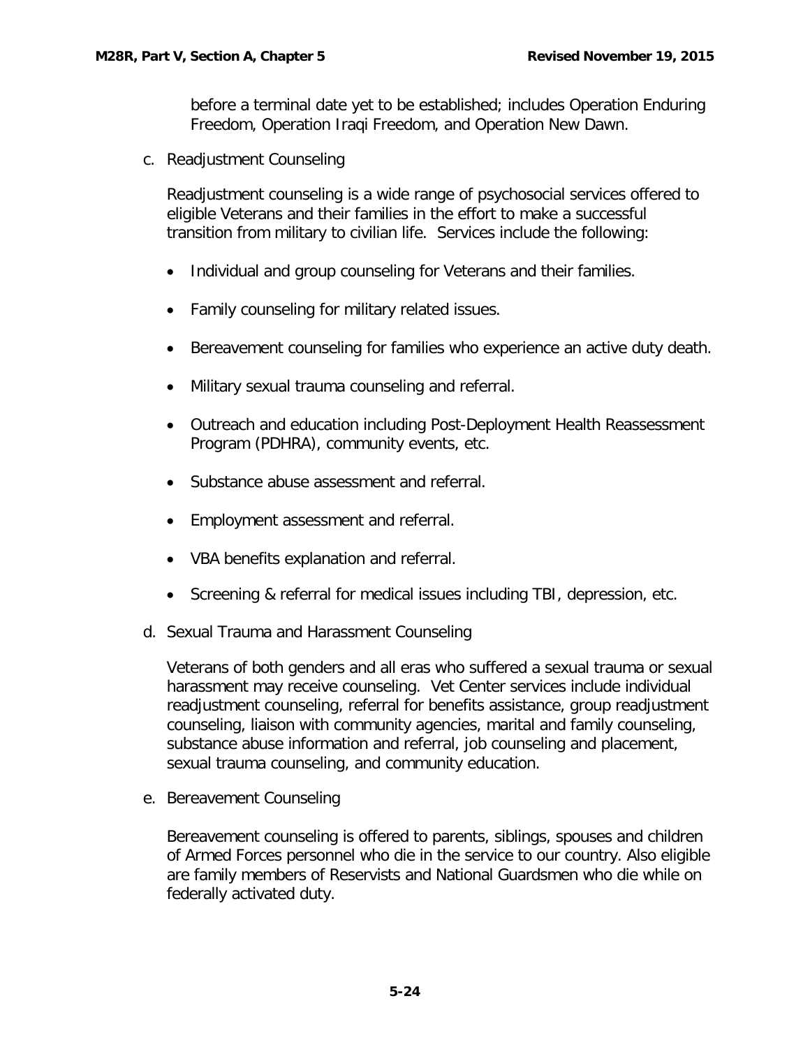before a terminal date yet to be established; includes Operation Enduring Freedom, Operation Iraqi Freedom, and Operation New Dawn.

c. Readjustment Counseling

Readjustment counseling is a wide range of psychosocial services offered to eligible Veterans and their families in the effort to make a successful transition from military to civilian life. Services include the following:

- Individual and group counseling for Veterans and their families.
- Family counseling for military related issues.
- Bereavement counseling for families who experience an active duty death.
- Military sexual trauma counseling and referral.
- Outreach and education including Post-Deployment Health Reassessment Program (PDHRA), community events, etc.
- Substance abuse assessment and referral.
- Employment assessment and referral.
- VBA benefits explanation and referral.
- Screening & referral for medical issues including TBI, depression, etc.

d. Sexual Trauma and Harassment Counseling

Veterans of both genders and all eras who suffered a sexual trauma or sexual harassment may receive counseling. Vet Center services include individual readjustment counseling, referral for benefits assistance, group readjustment counseling, liaison with community agencies, marital and family counseling, substance abuse information and referral, job counseling and placement, sexual trauma counseling, and community education.

e. Bereavement Counseling

Bereavement counseling is offered to parents, siblings, spouses and children of Armed Forces personnel who die in the service to our country. Also eligible are family members of Reservists and National Guardsmen who die while on federally activated duty.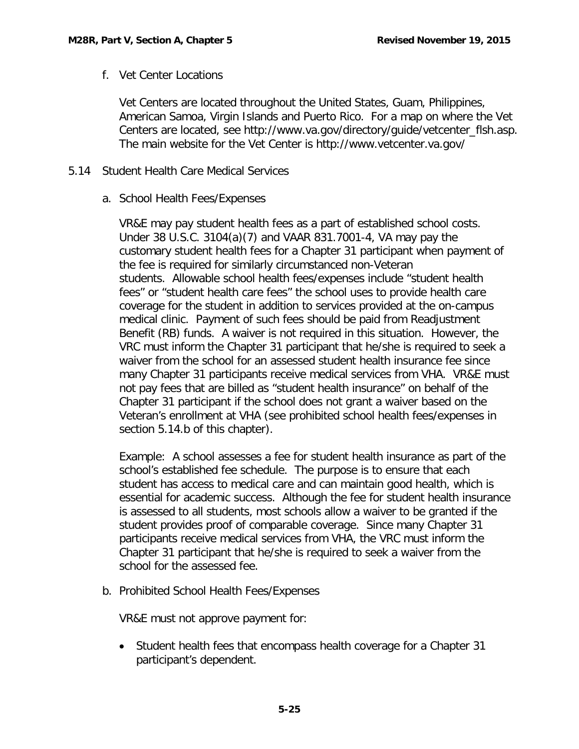f. Vet Center Locations

Vet Centers are located throughout the United States, Guam, Philippines, American Samoa, Virgin Islands and Puerto Rico. For a map on where the Vet Centers are located, see http://www.va.gov/directory/guide/vetcenter_flsh.asp. The main website for the Vet Center is http://www.vetcenter.va.gov/

## 5.14 Student Health Care Medical Services

a. School Health Fees/Expenses

VR&E may pay student health fees as a part of established school costs. Under 38 U.S.C. 3104(a)(7) and VAAR 831.7001-4, VA may pay the customary student health fees for a Chapter 31 participant when payment of the fee is required for similarly circumstanced non-Veteran students. Allowable school health fees/expenses include "student health fees" or "student health care fees" the school uses to provide health care coverage for the student in addition to services provided at the on-campus medical clinic. Payment of such fees should be paid from Readjustment Benefit (RB) funds. A waiver is not required in this situation. However, the VRC must inform the Chapter 31 participant that he/she is required to seek a waiver from the school for an assessed student health insurance fee since many Chapter 31 participants receive medical services from VHA. VR&E must not pay fees that are billed as "student health insurance" on behalf of the Chapter 31 participant if the school does not grant a waiver based on the Veteran's enrollment at VHA (see prohibited school health fees/expenses in section 5.14.b of this chapter).

Example: A school assesses a fee for student health insurance as part of the school's established fee schedule. The purpose is to ensure that each student has access to medical care and can maintain good health, which is essential for academic success. Although the fee for student health insurance is assessed to all students, most schools allow a waiver to be granted if the student provides proof of comparable coverage. Since many Chapter 31 participants receive medical services from VHA, the VRC must inform the Chapter 31 participant that he/she is required to seek a waiver from the school for the assessed fee.

b. Prohibited School Health Fees/Expenses

VR&E must not approve payment for:

- Student health fees that encompass health coverage for a Chapter 31 participant's dependent.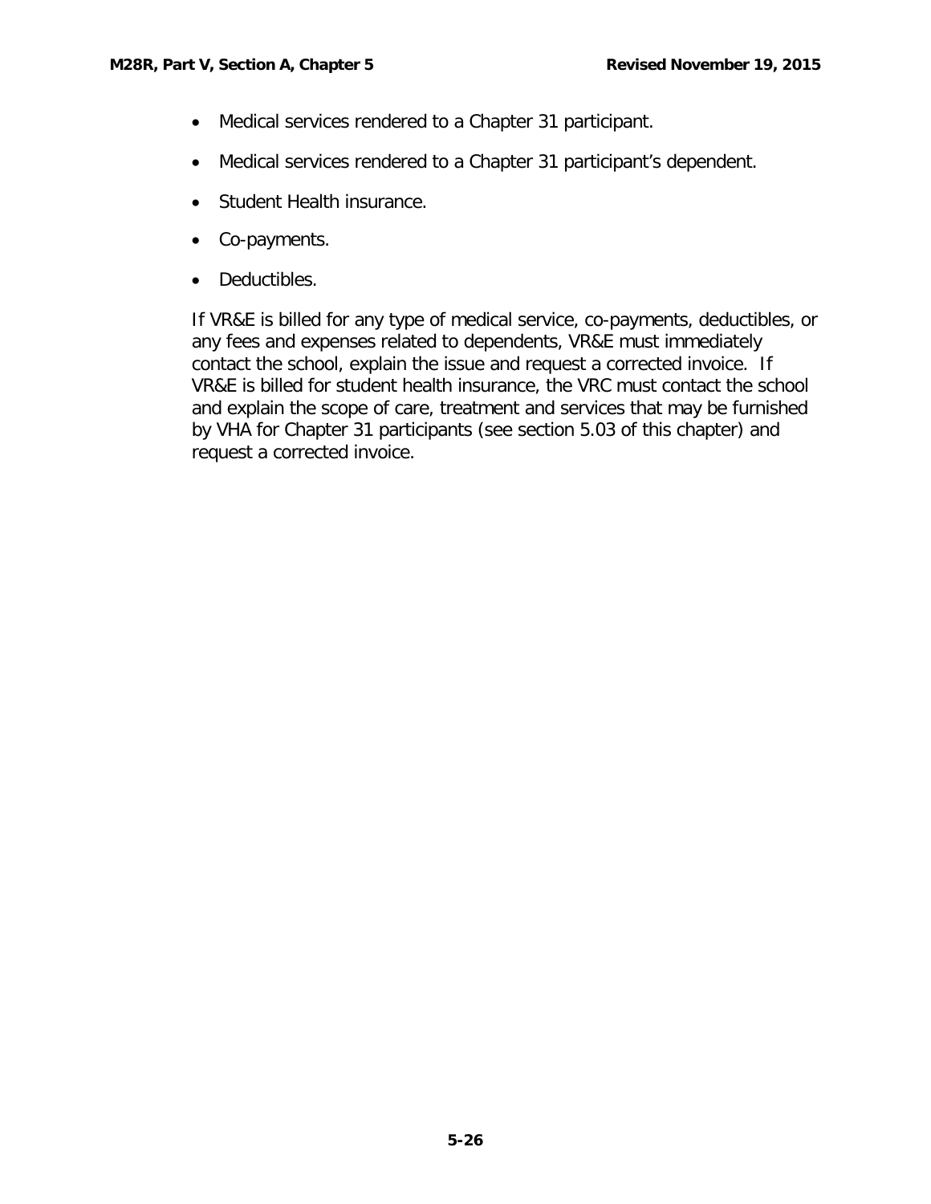- Medical services rendered to a Chapter 31 participant.
- Medical services rendered to a Chapter 31 participant's dependent.
- Student Health insurance.
- Co-payments.
- Deductibles.

If VR&E is billed for any type of medical service, co-payments, deductibles, or any fees and expenses related to dependents, VR&E must immediately contact the school, explain the issue and request a corrected invoice. If VR&E is billed for student health insurance, the VRC must contact the school and explain the scope of care, treatment and services that may be furnished by VHA for Chapter 31 participants (see section 5.03 of this chapter) and request a corrected invoice.